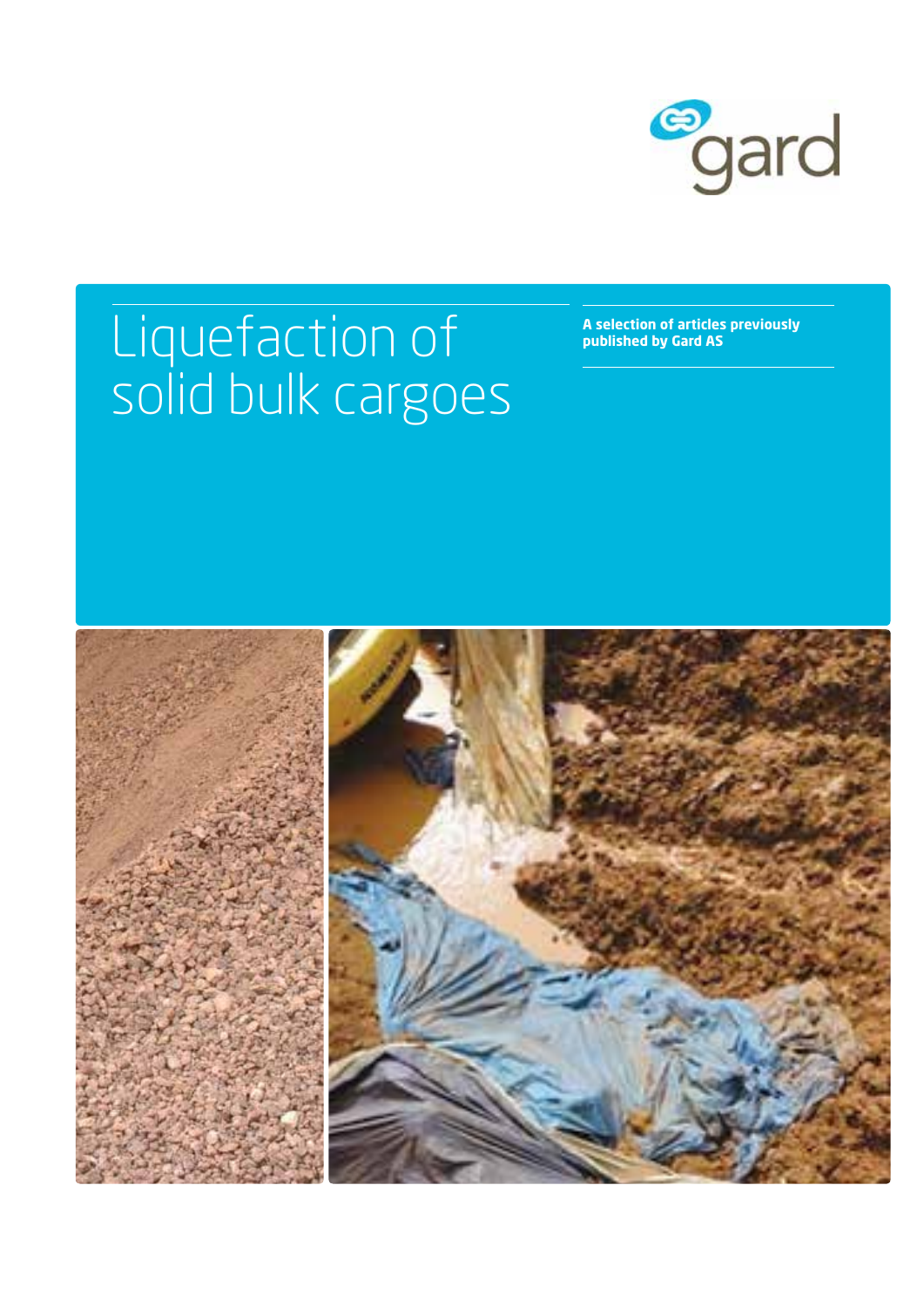gard

# Liquefaction of solid bulk cargoes

**A selection of articles previously published by Gard AS**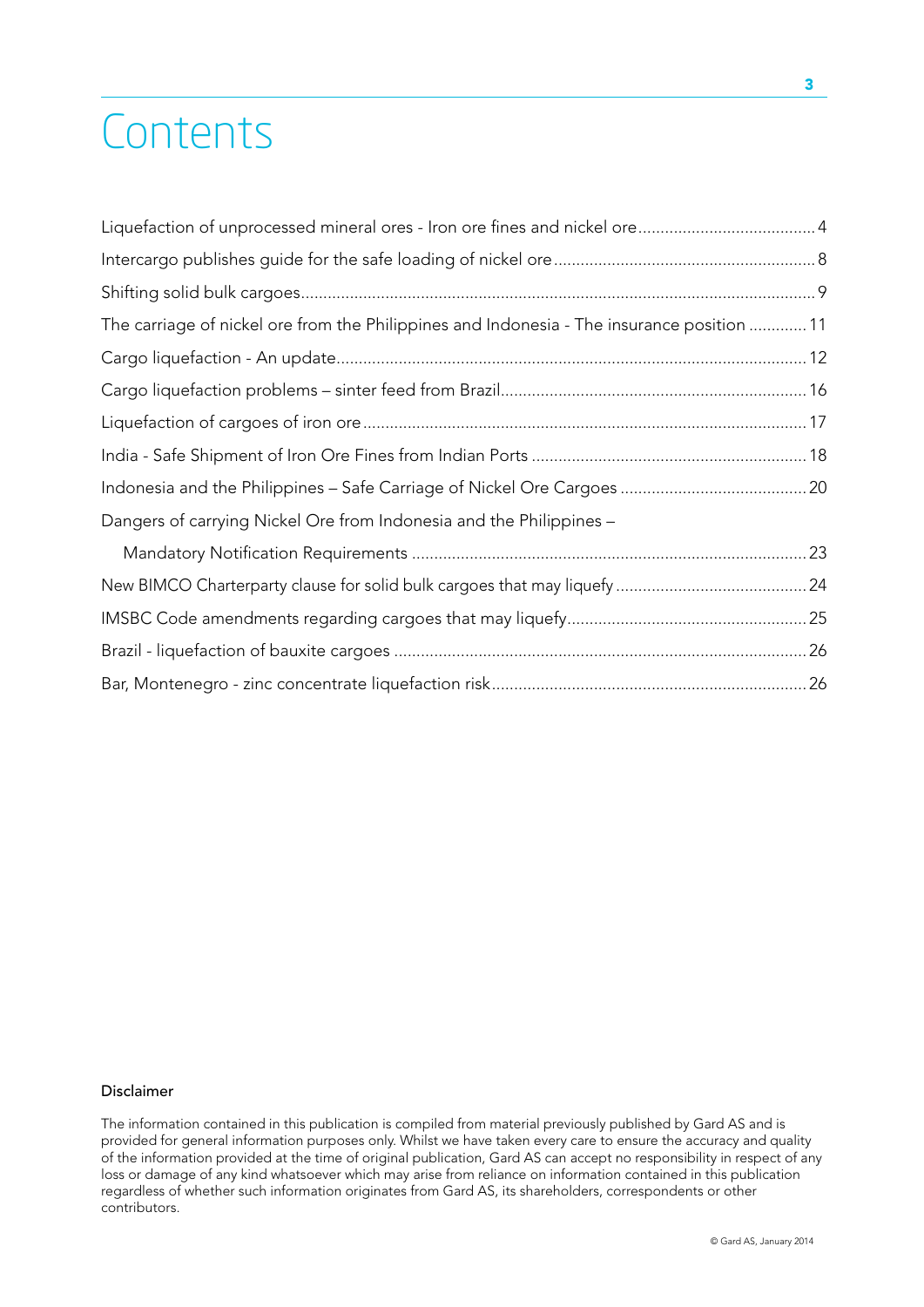# Contents

Liquefaction of unprocessed mineral ores - Iron ore fines and nickel ore........................................4

Intercargo publishes guide for the safe loading of nickel ore...........................................................8

Shifting solid bulk cargoes...................................................................................................................9

The carriage of nickel ore from the Philippines and Indonesia - The insurance position .............11

Cargo liquefaction - An update.........................................................................................................12

Cargo liquefaction problems – sinter feed from Brazil.....................................................................16

Liquefaction of cargoes of iron ore...................................................................................................17

India - Safe Shipment of Iron Ore Fines from Indian Ports ..............................................................18

Indonesia and the Philippines – Safe Carriage of Nickel Ore Cargoes ..........................................20

Dangers of carrying Nickel Ore from Indonesia and the Philippines –
Mandatory Notification Requirements .........................................................................................23

New BIMCO Charterparty clause for solid bulk cargoes that may liquefy ...........................................24

IMSBC Code amendments regarding cargoes that may liquefy......................................................25

Brazil - liquefaction of bauxite cargoes .............................................................................................26

Bar, Montenegro - zinc concentrate liquefaction risk.......................................................................26

**Disclaimer**

The information contained in this publication is compiled from material previously published by Gard AS and is provided for general information purposes only. Whilst we have taken every care to ensure the accuracy and quality of the information provided at the time of original publication, Gard AS can accept no responsibility in respect of any loss or damage of any kind whatsoever which may arise from reliance on information contained in this publication regardless of whether such information originates from Gard AS, its shareholders, correspondents or other contributors.

© Gard AS, January 2014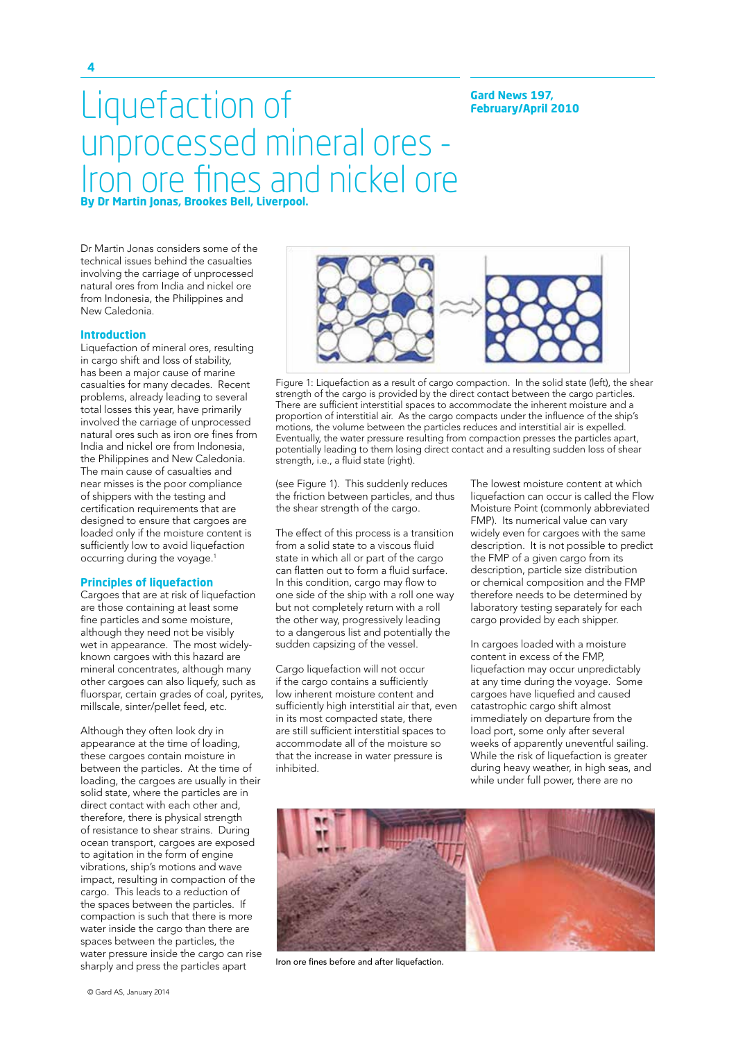# Liquefaction of unprocessed mineral ores - Iron ore fines and nickel ore

**By Dr Martin Jonas, Brookes Bell, Liverpool.**

**Gard News 197, February/April 2010**

Dr Martin Jonas considers some of the technical issues behind the casualties involving the carriage of unprocessed natural ores from India and nickel ore from Indonesia, the Philippines and New Caledonia.

## Introduction

Liquefaction of mineral ores, resulting in cargo shift and loss of stability, has been a major cause of marine casualties for many decades. Recent problems, already leading to several total losses this year, have primarily involved the carriage of unprocessed natural ores such as iron ore fines from India and nickel ore from Indonesia, the Philippines and New Caledonia. The main cause of casualties and near misses is the poor compliance of shippers with the testing and certification requirements that are designed to ensure that cargoes are loaded only if the moisture content is sufficiently low to avoid liquefaction occurring during the voyage.[1]

## Principles of liquefaction

Cargoes that are at risk of liquefaction are those containing at least some fine particles and some moisture, although they need not be visibly wet in appearance. The most widely-known cargoes with this hazard are mineral concentrates, although many other cargoes can also liquefy, such as fluorspar, certain grades of coal, pyrites, millscale, sinter/pellet feed, etc.

Although they often look dry in appearance at the time of loading, these cargoes contain moisture in between the particles. At the time of loading, the cargoes are usually in their solid state, where the particles are in direct contact with each other and, therefore, there is physical strength of resistance to shear strains. During ocean transport, cargoes are exposed to agitation in the form of engine vibrations, ship's motions and wave impact, resulting in compaction of the cargo. This leads to a reduction of the spaces between the particles. If compaction is such that there is more water inside the cargo than there are spaces between the particles, the water pressure inside the cargo can rise sharply and press the particles apart (see Figure 1). This suddenly reduces the friction between particles, and thus the shear strength of the cargo.

Figure 1: Liquefaction as a result of cargo compaction. In the solid state (left), the shear strength of the cargo is provided by the direct contact between the cargo particles. There are sufficient interstitial spaces to accommodate the inherent moisture and a proportion of interstitial air. As the cargo compacts under the influence of the ship's motions, the volume between the particles reduces and interstitial air is expelled. Eventually, the water pressure resulting from compaction presses the particles apart, potentially leading to them losing direct contact and a resulting sudden loss of shear strength, i.e., a fluid state (right).

The effect of this process is a transition from a solid state to a viscous fluid state in which all or part of the cargo can flatten out to form a fluid surface. In this condition, cargo may flow to one side of the ship with a roll one way but not completely return with a roll the other way, progressively leading to a dangerous list and potentially the sudden capsizing of the vessel.

Cargo liquefaction will not occur if the cargo contains a sufficiently low inherent moisture content and sufficiently high interstitial air that, even in its most compacted state, there are still sufficient interstitial spaces to accommodate all of the moisture so that the increase in water pressure is inhibited.

The lowest moisture content at which liquefaction can occur is called the Flow Moisture Point (commonly abbreviated FMP). Its numerical value can vary widely even for cargoes with the same description. It is not possible to predict the FMP of a given cargo from its description, particle size distribution or chemical composition and the FMP therefore needs to be determined by laboratory testing separately for each cargo provided by each shipper.

In cargoes loaded with a moisture content in excess of the FMP, liquefaction may occur unpredictably at any time during the voyage. Some cargoes have liquefied and caused catastrophic cargo shift almost immediately on departure from the load port, some only after several weeks of apparently uneventful sailing. While the risk of liquefaction is greater during heavy weather, in high seas, and while under full power, there are no

Iron ore fines before and after liquefaction.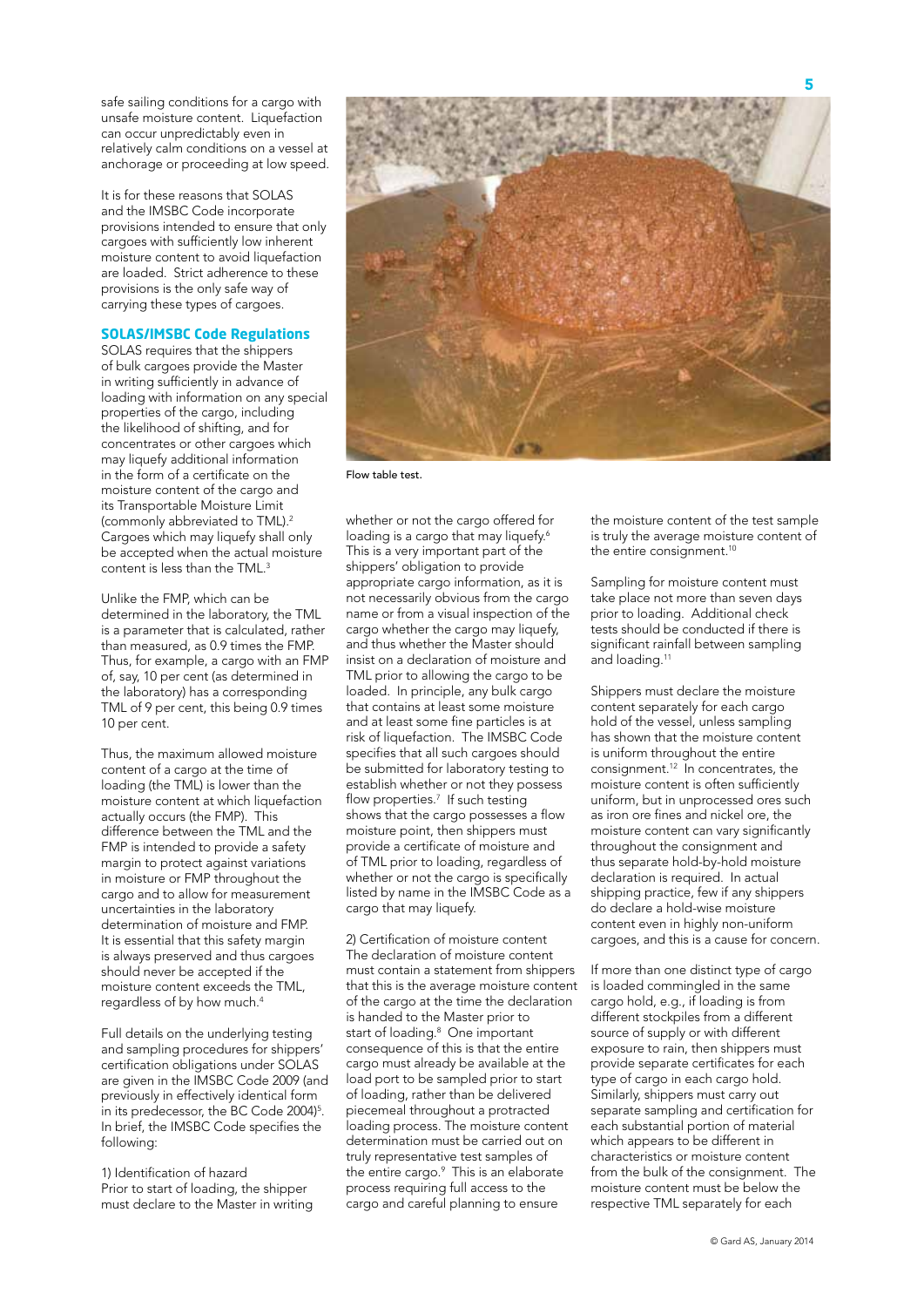safe sailing conditions for a cargo with unsafe moisture content. Liquefaction can occur unpredictably even in relatively calm conditions on a vessel at anchorage or proceeding at low speed.

It is for these reasons that SOLAS and the IMSBC Code incorporate provisions intended to ensure that only cargoes with sufficiently low inherent moisture content to avoid liquefaction are loaded. Strict adherence to these provisions is the only safe way of carrying these types of cargoes.

## SOLAS/IMSBC Code Regulations

SOLAS requires that the shippers of bulk cargoes provide the Master in writing sufficiently in advance of loading with information on any special properties of the cargo, including the likelihood of shifting, and for concentrates or other cargoes which may liquefy additional information in the form of a certificate on the moisture content of the cargo and its Transportable Moisture Limit (commonly abbreviated to TML).[2] Cargoes which may liquefy shall only be accepted when the actual moisture content is less than the TML.[3]

Unlike the FMP, which can be determined in the laboratory, the TML is a parameter that is calculated, rather than measured, as 0.9 times the FMP. Thus, for example, a cargo with an FMP of, say, 10 per cent (as determined in the laboratory) has a corresponding TML of 9 per cent, this being 0.9 times 10 per cent.

Thus, the maximum allowed moisture content of a cargo at the time of loading (the TML) is lower than the moisture content at which liquefaction actually occurs (the FMP). This difference between the TML and the FMP is intended to provide a safety margin to protect against variations in moisture or FMP throughout the cargo and to allow for measurement uncertainties in the laboratory determination of moisture and FMP. It is essential that this safety margin is always preserved and thus cargoes should never be accepted if the moisture content exceeds the TML, regardless of by how much.[4]

Full details on the underlying testing and sampling procedures for shippers' certification obligations under SOLAS are given in the IMSBC Code 2009 (and previously in effectively identical form in its predecessor, the BC Code 2004)[5]. In brief, the IMSBC Code specifies the following:

1) Identification of hazard
Prior to start of loading, the shipper must declare to the Master in writing whether or not the cargo offered for loading is a cargo that may liquefy.[6] This is a very important part of the shippers' obligation to provide appropriate cargo information, as it is not necessarily obvious from the cargo name or from a visual inspection of the cargo whether the cargo may liquefy, and thus whether the Master should insist on a declaration of moisture and TML prior to allowing the cargo to be loaded. In principle, any bulk cargo that contains at least some moisture and at least some fine particles is at risk of liquefaction. The IMSBC Code specifies that all such cargoes should be submitted for laboratory testing to establish whether or not they possess flow properties.[7] If such testing shows that the cargo possesses a flow moisture point, then shippers must provide a certificate of moisture and of TML prior to loading, regardless of whether or not the cargo is specifically listed by name in the IMSBC Code as a cargo that may liquefy.

Flow table test.

2) Certification of moisture content
The declaration of moisture content must contain a statement from shippers that this is the average moisture content of the cargo at the time the declaration is handed to the Master prior to start of loading.[8] One important consequence of this is that the entire cargo must already be available at the load port to be sampled prior to start of loading, rather than be delivered piecemeal throughout a protracted loading process. The moisture content determination must be carried out on truly representative test samples of the entire cargo.[9] This is an elaborate process requiring full access to the cargo and careful planning to ensure the moisture content of the test sample is truly the average moisture content of the entire consignment.[10]

Sampling for moisture content must take place not more than seven days prior to loading. Additional check tests should be conducted if there is significant rainfall between sampling and loading.[11]

Shippers must declare the moisture content separately for each cargo hold of the vessel, unless sampling has shown that the moisture content is uniform throughout the entire consignment.[12] In concentrates, the moisture content is often sufficiently uniform, but in unprocessed ores such as iron ore fines and nickel ore, the moisture content can vary significantly throughout the consignment and thus separate hold-by-hold moisture declaration is required. In actual shipping practice, few if any shippers do declare a hold-wise moisture content even in highly non-uniform cargoes, and this is a cause for concern.

If more than one distinct type of cargo is loaded commingled in the same cargo hold, e.g., if loading is from different stockpiles from a different source of supply or with different exposure to rain, then shippers must provide separate certificates for each type of cargo in each cargo hold. Similarly, shippers must carry out separate sampling and certification for each substantial portion of material which appears to be different in characteristics or moisture content from the bulk of the consignment. The moisture content must be below the respective TML separately for each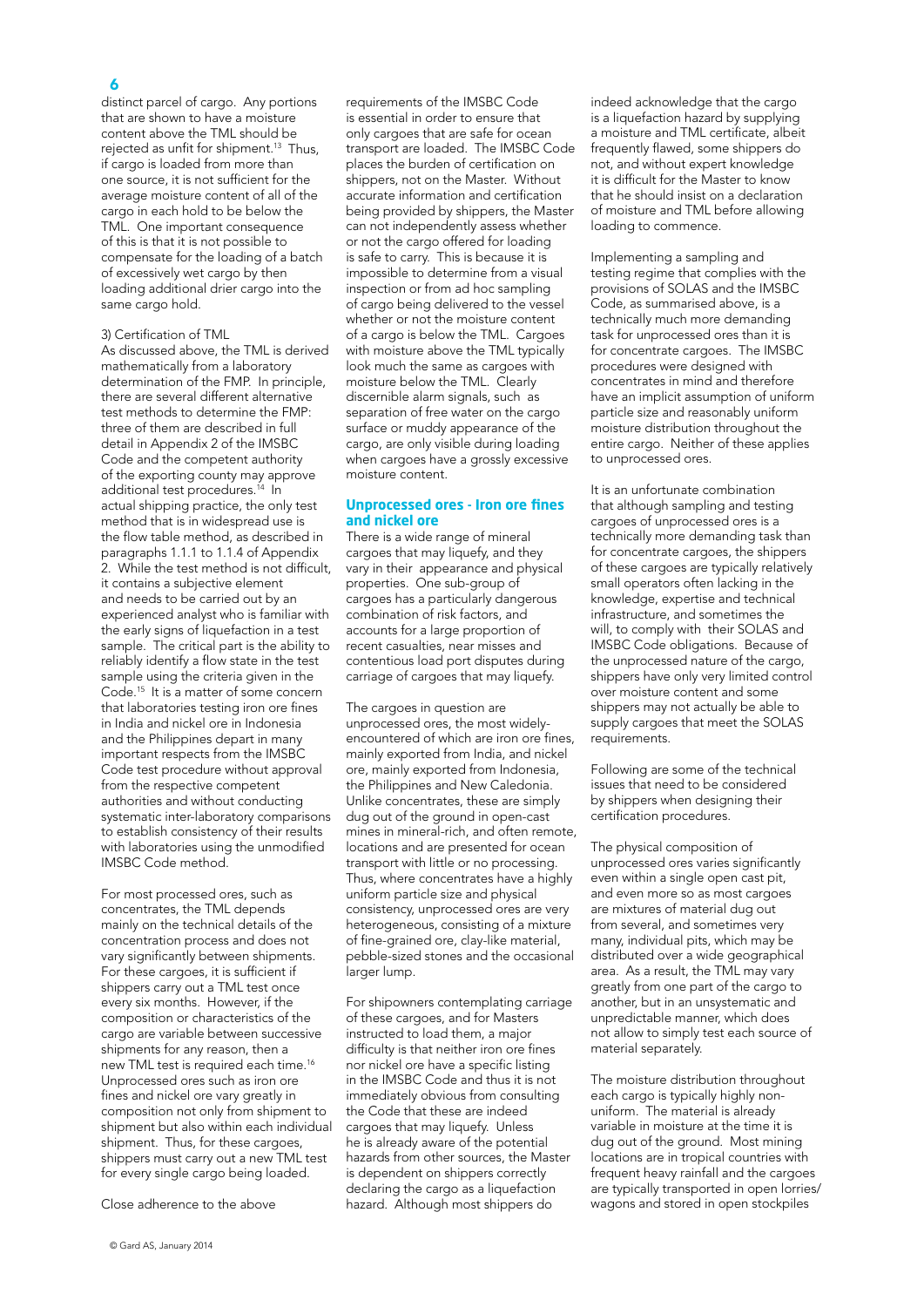distinct parcel of cargo. Any portions that are shown to have a moisture content above the TML should be rejected as unfit for shipment.[13] Thus, if cargo is loaded from more than one source, it is not sufficient for the average moisture content of all of the cargo in each hold to be below the TML. One important consequence of this is that it is not possible to compensate for the loading of a batch of excessively wet cargo by then loading additional drier cargo into the same cargo hold.

3) Certification of TML

As discussed above, the TML is derived mathematically from a laboratory determination of the FMP. In principle, there are several different alternative test methods to determine the FMP: three of them are described in full detail in Appendix 2 of the IMSBC Code and the competent authority of the exporting county may approve additional test procedures.[14] In actual shipping practice, the only test method that is in widespread use is the flow table method, as described in paragraphs 1.1.1 to 1.1.4 of Appendix 2. While the test method is not difficult, it contains a subjective element and needs to be carried out by an experienced analyst who is familiar with the early signs of liquefaction in a test sample. The critical part is the ability to reliably identify a flow state in the test sample using the criteria given in the Code.[15] It is a matter of some concern that laboratories testing iron ore fines in India and nickel ore in Indonesia and the Philippines depart in many important respects from the IMSBC Code test procedure without approval from the respective competent authorities and without conducting systematic inter-laboratory comparisons to establish consistency of their results with laboratories using the unmodified IMSBC Code method.

For most processed ores, such as concentrates, the TML depends mainly on the technical details of the concentration process and does not vary significantly between shipments. For these cargoes, it is sufficient if shippers carry out a TML test once every six months. However, if the composition or characteristics of the cargo are variable between successive shipments for any reason, then a new TML test is required each time.[16] Unprocessed ores such as iron ore fines and nickel ore vary greatly in composition not only from shipment to shipment but also within each individual shipment. Thus, for these cargoes, shippers must carry out a new TML test for every single cargo being loaded.

Close adherence to the above requirements of the IMSBC Code is essential in order to ensure that only cargoes that are safe for ocean transport are loaded. The IMSBC Code places the burden of certification on shippers, not on the Master. Without accurate information and certification being provided by shippers, the Master can not independently assess whether or not the cargo offered for loading is safe to carry. This is because it is impossible to determine from a visual inspection or from ad hoc sampling of cargo being delivered to the vessel whether or not the moisture content of a cargo is below the TML. Cargoes with moisture above the TML typically look much the same as cargoes with moisture below the TML. Clearly discernible alarm signals, such as separation of free water on the cargo surface or muddy appearance of the cargo, are only visible during loading when cargoes have a grossly excessive moisture content.

## Unprocessed ores - Iron ore fines and nickel ore

There is a wide range of mineral cargoes that may liquefy, and they vary in their appearance and physical properties. One sub-group of cargoes has a particularly dangerous combination of risk factors, and accounts for a large proportion of recent casualties, near misses and contentious load port disputes during carriage of cargoes that may liquefy.

The cargoes in question are unprocessed ores, the most widely-encountered of which are iron ore fines, mainly exported from India, and nickel ore, mainly exported from Indonesia, the Philippines and New Caledonia. Unlike concentrates, these are simply dug out of the ground in open-cast mines in mineral-rich, and often remote, locations and are presented for ocean transport with little or no processing. Thus, where concentrates have a highly uniform particle size and physical consistency, unprocessed ores are very heterogeneous, consisting of a mixture of fine-grained ore, clay-like material, pebble-sized stones and the occasional larger lump.

For shipowners contemplating carriage of these cargoes, and for Masters instructed to load them, a major difficulty is that neither iron ore fines nor nickel ore have a specific listing in the IMSBC Code and thus it is not immediately obvious from consulting the Code that these are indeed cargoes that may liquefy. Unless he is already aware of the potential hazards from other sources, the Master is dependent on shippers correctly declaring the cargo as a liquefaction hazard. Although most shippers do indeed acknowledge that the cargo is a liquefaction hazard by supplying a moisture and TML certificate, albeit frequently flawed, some shippers do not, and without expert knowledge it is difficult for the Master to know that he should insist on a declaration of moisture and TML before allowing loading to commence.

Implementing a sampling and testing regime that complies with the provisions of SOLAS and the IMSBC Code, as summarised above, is a technically much more demanding task for unprocessed ores than it is for concentrate cargoes. The IMSBC procedures were designed with concentrates in mind and therefore have an implicit assumption of uniform particle size and reasonably uniform moisture distribution throughout the entire cargo. Neither of these applies to unprocessed ores.

It is an unfortunate combination that although sampling and testing cargoes of unprocessed ores is a technically more demanding task than for concentrate cargoes, the shippers of these cargoes are typically relatively small operators often lacking in the knowledge, expertise and technical infrastructure, and sometimes the will, to comply with their SOLAS and IMSBC Code obligations. Because of the unprocessed nature of the cargo, shippers have only very limited control over moisture content and some shippers may not actually be able to supply cargoes that meet the SOLAS requirements.

Following are some of the technical issues that need to be considered by shippers when designing their certification procedures.

The physical composition of unprocessed ores varies significantly even within a single open cast pit, and even more so as most cargoes are mixtures of material dug out from several, and sometimes very many, individual pits, which may be distributed over a wide geographical area. As a result, the TML may vary greatly from one part of the cargo to another, but in an unsystematic and unpredictable manner, which does not allow to simply test each source of material separately.

The moisture distribution throughout each cargo is typically highly non-uniform. The material is already variable in moisture at the time it is dug out of the ground. Most mining locations are in tropical countries with frequent heavy rainfall and the cargoes are typically transported in open lorries/ wagons and stored in open stockpiles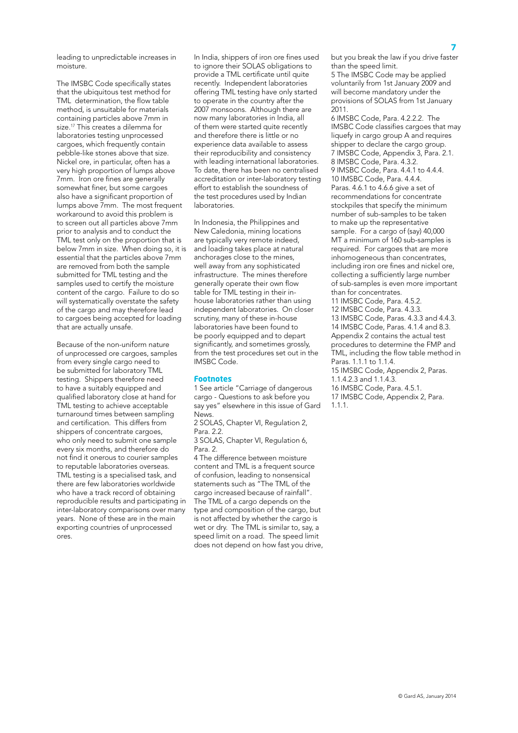leading to unpredictable increases in moisture.

The IMSBC Code specifically states that the ubiquitous test method for TML determination, the flow table method, is unsuitable for materials containing particles above 7mm in size.[17] This creates a dilemma for laboratories testing unprocessed cargoes, which frequently contain pebble-like stones above that size. Nickel ore, in particular, often has a very high proportion of lumps above 7mm. Iron ore fines are generally somewhat finer, but some cargoes also have a significant proportion of lumps above 7mm. The most frequent workaround to avoid this problem is to screen out all particles above 7mm prior to analysis and to conduct the TML test only on the proportion that is below 7mm in size. When doing so, it is essential that the particles above 7mm are removed from both the sample submitted for TML testing and the samples used to certify the moisture content of the cargo. Failure to do so will systematically overstate the safety of the cargo and may therefore lead to cargoes being accepted for loading that are actually unsafe.

Because of the non-uniform nature of unprocessed ore cargoes, samples from every single cargo need to be submitted for laboratory TML testing. Shippers therefore need to have a suitably equipped and qualified laboratory close at hand for TML testing to achieve acceptable turnaround times between sampling and certification. This differs from shippers of concentrate cargoes, who only need to submit one sample every six months, and therefore do not find it onerous to courier samples to reputable laboratories overseas. TML testing is a specialised task, and there are few laboratories worldwide who have a track record of obtaining reproducible results and participating in inter-laboratory comparisons over many years. None of these are in the main exporting countries of unprocessed ores.

In India, shippers of iron ore fines used to ignore their SOLAS obligations to provide a TML certificate until quite recently. Independent laboratories offering TML testing have only started to operate in the country after the 2007 monsoons. Although there are now many laboratories in India, all of them were started quite recently and therefore there is little or no experience data available to assess their reproducibility and consistency with leading international laboratories. To date, there has been no centralised accreditation or inter-laboratory testing effort to establish the soundness of the test procedures used by Indian laboratories.

In Indonesia, the Philippines and New Caledonia, mining locations are typically very remote indeed, and loading takes place at natural anchorages close to the mines, well away from any sophisticated infrastructure. The mines therefore generally operate their own flow table for TML testing in their in-house laboratories rather than using independent laboratories. On closer scrutiny, many of these in-house laboratories have been found to be poorly equipped and to depart significantly, and sometimes grossly, from the test procedures set out in the IMSBC Code.

## Footnotes

1 See article "Carriage of dangerous cargo - Questions to ask before you say yes" elsewhere in this issue of Gard News.

2 SOLAS, Chapter VI, Regulation 2, Para. 2.2.

3 SOLAS, Chapter VI, Regulation 6, Para. 2.

4 The difference between moisture content and TML is a frequent source of confusion, leading to nonsensical statements such as "The TML of the cargo increased because of rainfall". The TML of a cargo depends on the type and composition of the cargo, but is not affected by whether the cargo is wet or dry. The TML is similar to, say, a speed limit on a road. The speed limit does not depend on how fast you drive, but you break the law if you drive faster than the speed limit.

5 The IMSBC Code may be applied voluntarily from 1st January 2009 and will become mandatory under the provisions of SOLAS from 1st January 2011.

6 IMSBC Code, Para. 4.2.2.2. The IMSBC Code classifies cargoes that may liquefy in cargo group A and requires shipper to declare the cargo group.

7 IMSBC Code, Appendix 3, Para. 2.1.

8 IMSBC Code, Para. 4.3.2.

9 IMSBC Code, Para. 4.4.1 to 4.4.4.

10 IMSBC Code, Para. 4.4.4. Paras. 4.6.1 to 4.6.6 give a set of recommendations for concentrate stockpiles that specify the minimum number of sub-samples to be taken to make up the representative sample. For a cargo of (say) 40,000 MT a minimum of 160 sub-samples is required. For cargoes that are more inhomogeneous than concentrates, including iron ore fines and nickel ore, collecting a sufficiently large number of sub-samples is even more important than for concentrates.

11 IMSBC Code, Para. 4.5.2.

12 IMSBC Code, Para. 4.3.3.

13 IMSBC Code, Paras. 4.3.3 and 4.4.3.

14 IMSBC Code, Paras. 4.1.4 and 8.3. Appendix 2 contains the actual test procedures to determine the FMP and TML, including the flow table method in Paras. 1.1.1 to 1.1.4.

15 IMSBC Code, Appendix 2, Paras. 1.1.4.2.3 and 1.1.4.3.

16 IMSBC Code, Para. 4.5.1.

17 IMSBC Code, Appendix 2, Para. 1.1.1.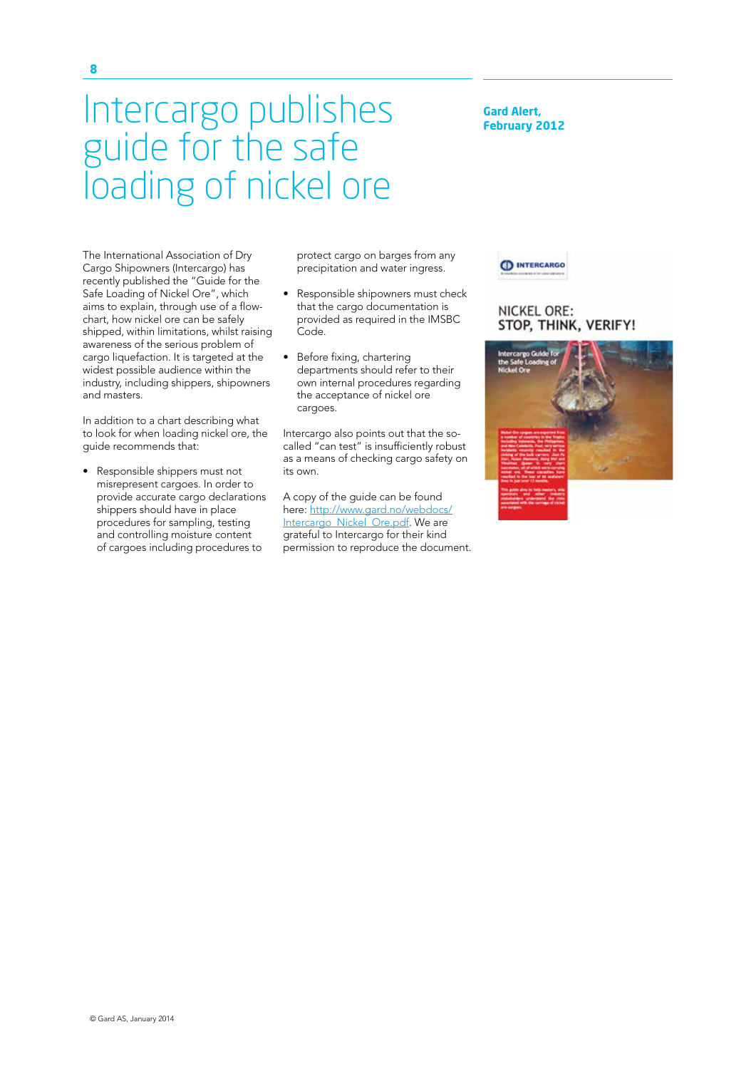# Intercargo publishes guide for the safe loading of nickel ore

**Gard Alert, February 2012**

The International Association of Dry Cargo Shipowners (Intercargo) has recently published the "Guide for the Safe Loading of Nickel Ore", which aims to explain, through use of a flow-chart, how nickel ore can be safely shipped, within limitations, whilst raising awareness of the serious problem of cargo liquefaction. It is targeted at the widest possible audience within the industry, including shippers, shipowners and masters.

In addition to a chart describing what to look for when loading nickel ore, the guide recommends that:

- Responsible shippers must not misrepresent cargoes. In order to provide accurate cargo declarations shippers should have in place procedures for sampling, testing and controlling moisture content of cargoes including procedures to protect cargo on barges from any precipitation and water ingress.
- Responsible shipowners must check that the cargo documentation is provided as required in the IMSBC Code.
- Before fixing, chartering departments should refer to their own internal procedures regarding the acceptance of nickel ore cargoes.

Intercargo also points out that the so-called "can test" is insufficiently robust as a means of checking cargo safety on its own.

A copy of the guide can be found here: http://www.gard.no/webdocs/Intercargo_Nickel_Ore.pdf. We are grateful to Intercargo for their kind permission to reproduce the document.

INTERCARGO

NICKEL ORE: STOP, THINK, VERIFY!

Intercargo Guide for the Safe Loading of Nickel Ore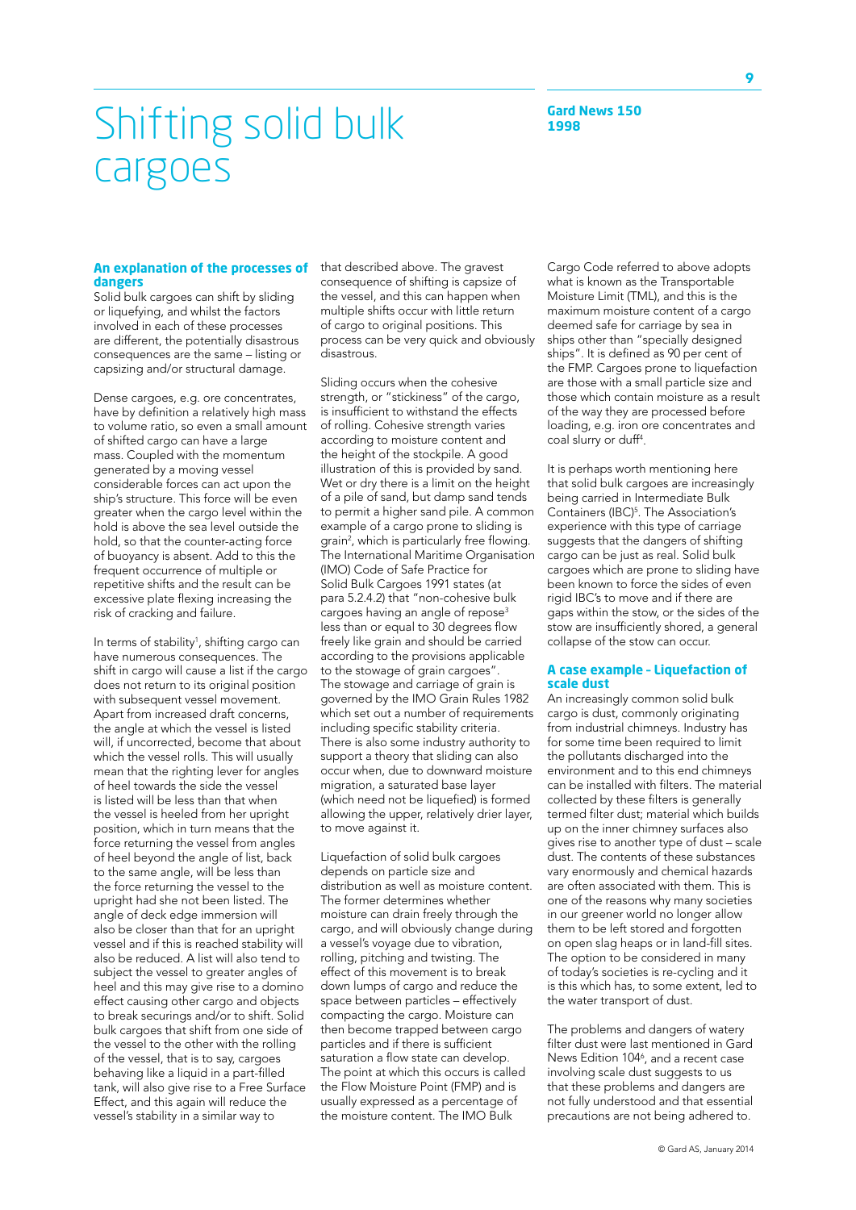# Shifting solid bulk cargoes

**Gard News 150**
**1998**

### An explanation of the processes of dangers

Solid bulk cargoes can shift by sliding or liquefying, and whilst the factors involved in each of these processes are different, the potentially disastrous consequences are the same – listing or capsizing and/or structural damage.

Dense cargoes, e.g. ore concentrates, have by definition a relatively high mass to volume ratio, so even a small amount of shifted cargo can have a large mass. Coupled with the momentum generated by a moving vessel considerable forces can act upon the ship's structure. This force will be even greater when the cargo level within the hold is above the sea level outside the hold, so that the counter-acting force of buoyancy is absent. Add to this the frequent occurrence of multiple or repetitive shifts and the result can be excessive plate flexing increasing the risk of cracking and failure.

In terms of stability[1], shifting cargo can have numerous consequences. The shift in cargo will cause a list if the cargo does not return to its original position with subsequent vessel movement. Apart from increased draft concerns, the angle at which the vessel is listed will, if uncorrected, become that about which the vessel rolls. This will usually mean that the righting lever for angles of heel towards the side the vessel is listed will be less than that when the vessel is heeled from her upright position, which in turn means that the force returning the vessel from angles of heel beyond the angle of list, back to the same angle, will be less than the force returning the vessel to the upright had she not been listed. The angle of deck edge immersion will also be closer than that for an upright vessel and if this is reached stability will also be reduced. A list will also tend to subject the vessel to greater angles of heel and this may give rise to a domino effect causing other cargo and objects to break securings and/or to shift. Solid bulk cargoes that shift from one side of the vessel to the other with the rolling of the vessel, that is to say, cargoes behaving like a liquid in a part-filled tank, will also give rise to a Free Surface Effect, and this again will reduce the vessel's stability in a similar way to that described above. The gravest consequence of shifting is capsize of the vessel, and this can happen when multiple shifts occur with little return of cargo to original positions. This process can be very quick and obviously disastrous.

Sliding occurs when the cohesive strength, or "stickiness" of the cargo, is insufficient to withstand the effects of rolling. Cohesive strength varies according to moisture content and the height of the stockpile. A good illustration of this is provided by sand. Wet or dry there is a limit on the height of a pile of sand, but damp sand tends to permit a higher sand pile. A common example of a cargo prone to sliding is grain[2], which is particularly free flowing. The International Maritime Organisation (IMO) Code of Safe Practice for Solid Bulk Cargoes 1991 states (at para 5.2.4.2) that "non-cohesive bulk cargoes having an angle of repose[3] less than or equal to 30 degrees flow freely like grain and should be carried according to the provisions applicable to the stowage of grain cargoes". The stowage and carriage of grain is governed by the IMO Grain Rules 1982 which set out a number of requirements including specific stability criteria. There is also some industry authority to support a theory that sliding can also occur when, due to downward moisture migration, a saturated base layer (which need not be liquefied) is formed allowing the upper, relatively drier layer, to move against it.

Liquefaction of solid bulk cargoes depends on particle size and distribution as well as moisture content. The former determines whether moisture can drain freely through the cargo, and will obviously change during a vessel's voyage due to vibration, rolling, pitching and twisting. The effect of this movement is to break down lumps of cargo and reduce the space between particles – effectively compacting the cargo. Moisture can then become trapped between cargo particles and if there is sufficient saturation a flow state can develop. The point at which this occurs is called the Flow Moisture Point (FMP) and is usually expressed as a percentage of the moisture content. The IMO Bulk Cargo Code referred to above adopts what is known as the Transportable Moisture Limit (TML), and this is the maximum moisture content of a cargo deemed safe for carriage by sea in ships other than "specially designed ships". It is defined as 90 per cent of the FMP. Cargoes prone to liquefaction are those with a small particle size and those which contain moisture as a result of the way they are processed before loading, e.g. iron ore concentrates and coal slurry or duff[4].

It is perhaps worth mentioning here that solid bulk cargoes are increasingly being carried in Intermediate Bulk Containers (IBC)[5]. The Association's experience with this type of carriage suggests that the dangers of shifting cargo can be just as real. Solid bulk cargoes which are prone to sliding have been known to force the sides of even rigid IBC's to move and if there are gaps within the stow, or the sides of the stow are insufficiently shored, a general collapse of the stow can occur.

### A case example - Liquefaction of scale dust

An increasingly common solid bulk cargo is dust, commonly originating from industrial chimneys. Industry has for some time been required to limit the pollutants discharged into the environment and to this end chimneys can be installed with filters. The material collected by these filters is generally termed filter dust; material which builds up on the inner chimney surfaces also gives rise to another type of dust – scale dust. The contents of these substances vary enormously and chemical hazards are often associated with them. This is one of the reasons why many societies in our greener world no longer allow them to be left stored and forgotten on open slag heaps or in land-fill sites. The option to be considered in many of today's societies is re-cycling and it is this which has, to some extent, led to the water transport of dust.

The problems and dangers of watery filter dust were last mentioned in Gard News Edition 104[6], and a recent case involving scale dust suggests to us that these problems and dangers are not fully understood and that essential precautions are not being adhered to.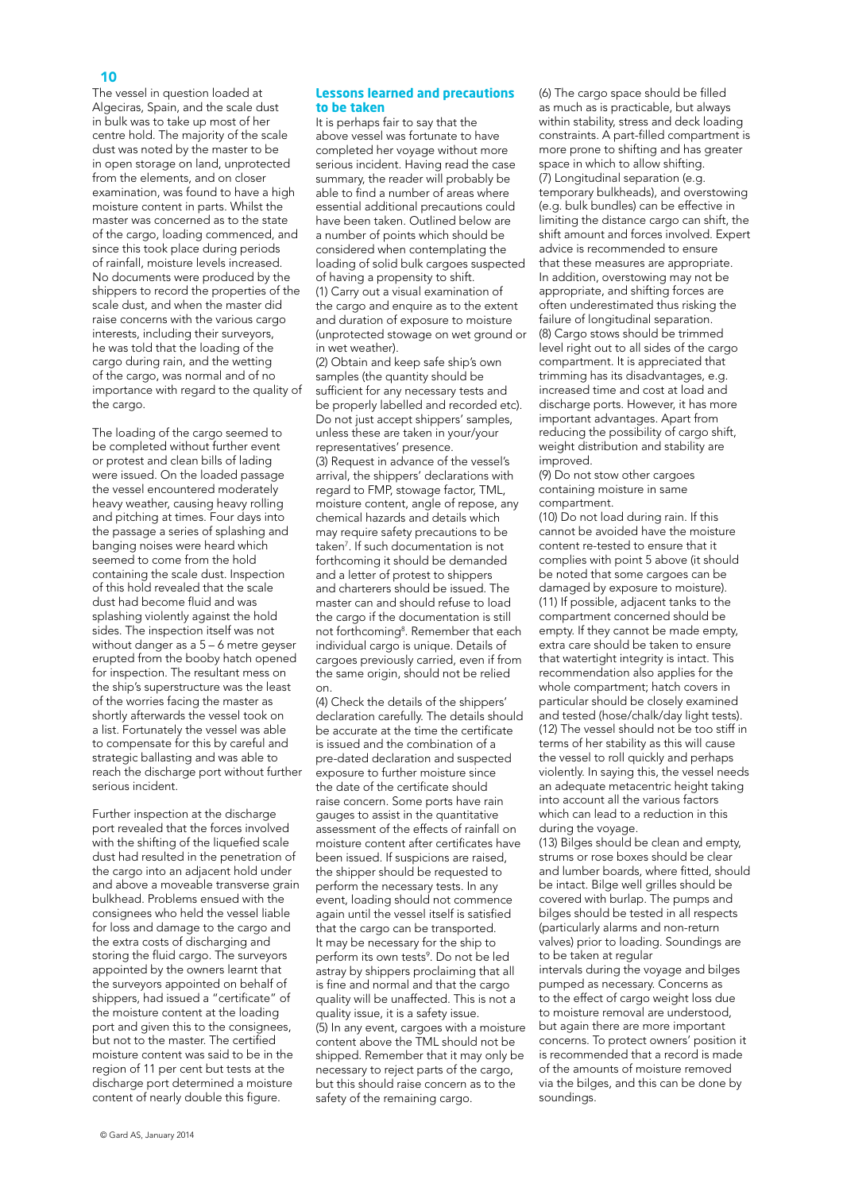The vessel in question loaded at Algeciras, Spain, and the scale dust in bulk was to take up most of her centre hold. The majority of the scale dust was noted by the master to be in open storage on land, unprotected from the elements, and on closer examination, was found to have a high moisture content in parts. Whilst the master was concerned as to the state of the cargo, loading commenced, and since this took place during periods of rainfall, moisture levels increased. No documents were produced by the shippers to record the properties of the scale dust, and when the master did raise concerns with the various cargo interests, including their surveyors, he was told that the loading of the cargo during rain, and the wetting of the cargo, was normal and of no importance with regard to the quality of the cargo.

The loading of the cargo seemed to be completed without further event or protest and clean bills of lading were issued. On the loaded passage the vessel encountered moderately heavy weather, causing heavy rolling and pitching at times. Four days into the passage a series of splashing and banging noises were heard which seemed to come from the hold containing the scale dust. Inspection of this hold revealed that the scale dust had become fluid and was splashing violently against the hold sides. The inspection itself was not without danger as a 5 – 6 metre geyser erupted from the booby hatch opened for inspection. The resultant mess on the ship's superstructure was the least of the worries facing the master as shortly afterwards the vessel took on a list. Fortunately the vessel was able to compensate for this by careful and strategic ballasting and was able to reach the discharge port without further serious incident.

Further inspection at the discharge port revealed that the forces involved with the shifting of the liquefied scale dust had resulted in the penetration of the cargo into an adjacent hold under and above a moveable transverse grain bulkhead. Problems ensued with the consignees who held the vessel liable for loss and damage to the cargo and the extra costs of discharging and storing the fluid cargo. The surveyors appointed by the owners learnt that the surveyors appointed on behalf of shippers, had issued a "certificate" of the moisture content at the loading port and given this to the consignees, but not to the master. The certified moisture content was said to be in the region of 11 per cent but tests at the discharge port determined a moisture content of nearly double this figure.

## Lessons learned and precautions to be taken

It is perhaps fair to say that the above vessel was fortunate to have completed her voyage without more serious incident. Having read the case summary, the reader will probably be able to find a number of areas where essential additional precautions could have been taken. Outlined below are a number of points which should be considered when contemplating the loading of solid bulk cargoes suspected of having a propensity to shift.

(1) Carry out a visual examination of the cargo and enquire as to the extent and duration of exposure to moisture (unprotected stowage on wet ground or in wet weather).

(2) Obtain and keep safe ship's own samples (the quantity should be sufficient for any necessary tests and be properly labelled and recorded etc). Do not just accept shippers' samples, unless these are taken in your/your representatives' presence.

(3) Request in advance of the vessel's arrival, the shippers' declarations with regard to FMP, stowage factor, TML, moisture content, angle of repose, any chemical hazards and details which may require safety precautions to be taken[7]. If such documentation is not forthcoming it should be demanded and a letter of protest to shippers and charterers should be issued. The master can and should refuse to load the cargo if the documentation is still not forthcoming[8]. Remember that each individual cargo is unique. Details of cargoes previously carried, even if from the same origin, should not be relied on.

(4) Check the details of the shippers' declaration carefully. The details should be accurate at the time the certificate is issued and the combination of a pre-dated declaration and suspected exposure to further moisture since the date of the certificate should raise concern. Some ports have rain gauges to assist in the quantitative assessment of the effects of rainfall on moisture content after certificates have been issued. If suspicions are raised, the shipper should be requested to perform the necessary tests. In any event, loading should not commence again until the vessel itself is satisfied that the cargo can be transported. It may be necessary for the ship to perform its own tests[9]. Do not be led astray by shippers proclaiming that all is fine and normal and that the cargo quality will be unaffected. This is not a quality issue, it is a safety issue.

(5) In any event, cargoes with a moisture content above the TML should not be shipped. Remember that it may only be necessary to reject parts of the cargo, but this should raise concern as to the safety of the remaining cargo.

(6) The cargo space should be filled as much as is practicable, but always within stability, stress and deck loading constraints. A part-filled compartment is more prone to shifting and has greater space in which to allow shifting.

(7) Longitudinal separation (e.g. temporary bulkheads), and overstowing (e.g. bulk bundles) can be effective in limiting the distance cargo can shift, the shift amount and forces involved. Expert advice is recommended to ensure that these measures are appropriate. In addition, overstowing may not be appropriate, and shifting forces are often underestimated thus risking the failure of longitudinal separation.

(8) Cargo stows should be trimmed level right out to all sides of the cargo compartment. It is appreciated that trimming has its disadvantages, e.g. increased time and cost at load and discharge ports. However, it has more important advantages. Apart from reducing the possibility of cargo shift, weight distribution and stability are improved.

(9) Do not stow other cargoes containing moisture in same compartment.

(10) Do not load during rain. If this cannot be avoided have the moisture content re-tested to ensure that it complies with point 5 above (it should be noted that some cargoes can be damaged by exposure to moisture).

(11) If possible, adjacent tanks to the compartment concerned should be empty. If they cannot be made empty, extra care should be taken to ensure that watertight integrity is intact. This recommendation also applies for the whole compartment; hatch covers in particular should be closely examined and tested (hose/chalk/day light tests).

(12) The vessel should not be too stiff in terms of her stability as this will cause the vessel to roll quickly and perhaps violently. In saying this, the vessel needs an adequate metacentric height taking into account all the various factors which can lead to a reduction in this during the voyage.

(13) Bilges should be clean and empty, strums or rose boxes should be clear and lumber boards, where fitted, should be intact. Bilge well grilles should be covered with burlap. The pumps and bilges should be tested in all respects (particularly alarms and non-return valves) prior to loading. Soundings are to be taken at regular intervals during the voyage and bilges pumped as necessary. Concerns as to the effect of cargo weight loss due to moisture removal are understood, but again there are more important concerns. To protect owners' position it is recommended that a record is made of the amounts of moisture removed via the bilges, and this can be done by soundings.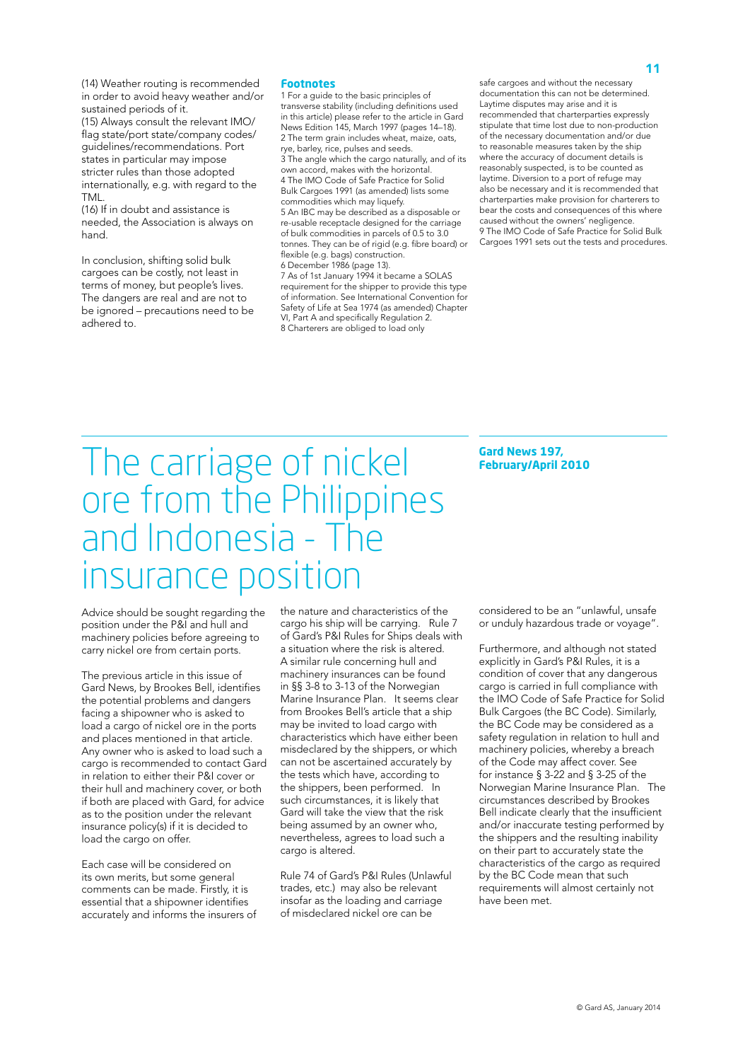(14) Weather routing is recommended in order to avoid heavy weather and/or sustained periods of it.

(15) Always consult the relevant IMO/flag state/port state/company codes/guidelines/recommendations. Port states in particular may impose stricter rules than those adopted internationally, e.g. with regard to the TML.

(16) If in doubt and assistance is needed, the Association is always on hand.

In conclusion, shifting solid bulk cargoes can be costly, not least in terms of money, but people's lives. The dangers are real and are not to be ignored – precautions need to be adhered to.

### Footnotes

1 For a guide to the basic principles of transverse stability (including definitions used in this article) please refer to the article in Gard News Edition 145, March 1997 (pages 14–18).

2 The term grain includes wheat, maize, oats, rye, barley, rice, pulses and seeds.

3 The angle which the cargo naturally, and of its own accord, makes with the horizontal.

4 The IMO Code of Safe Practice for Solid Bulk Cargoes 1991 (as amended) lists some commodities which may liquefy.

5 An IBC may be described as a disposable or re-usable receptacle designed for the carriage of bulk commodities in parcels of 0.5 to 3.0 tonnes. They can be of rigid (e.g. fibre board) or flexible (e.g. bags) construction.

6 December 1986 (page 13).

7 As of 1st January 1994 it became a SOLAS requirement for the shipper to provide this type of information. See International Convention for Safety of Life at Sea 1974 (as amended) Chapter VI, Part A and specifically Regulation 2.

8 Charterers are obliged to load only safe cargoes and without the necessary documentation this can not be determined. Laytime disputes may arise and it is recommended that charterparties expressly stipulate that time lost due to non-production of the necessary documentation and/or due to reasonable measures taken by the ship where the accuracy of document details is reasonably suspected, is to be counted as laytime. Diversion to a port of refuge may also be necessary and it is recommended that charterparties make provision for charterers to bear the costs and consequences of this where caused without the owners' negligence.

9 The IMO Code of Safe Practice for Solid Bulk Cargoes 1991 sets out the tests and procedures.

# The carriage of nickel ore from the Philippines and Indonesia - The insurance position

**Gard News 197, February/April 2010**

Advice should be sought regarding the position under the P&I and hull and machinery policies before agreeing to carry nickel ore from certain ports.

The previous article in this issue of Gard News, by Brookes Bell, identifies the potential problems and dangers facing a shipowner who is asked to load a cargo of nickel ore in the ports and places mentioned in that article. Any owner who is asked to load such a cargo is recommended to contact Gard in relation to either their P&I cover or their hull and machinery cover, or both if both are placed with Gard, for advice as to the position under the relevant insurance policy(s) if it is decided to load the cargo on offer.

Each case will be considered on its own merits, but some general comments can be made. Firstly, it is essential that a shipowner identifies accurately and informs the insurers of the nature and characteristics of the cargo his ship will be carrying. Rule 7 of Gard's P&I Rules for Ships deals with a situation where the risk is altered. A similar rule concerning hull and machinery insurances can be found in §§ 3-8 to 3-13 of the Norwegian Marine Insurance Plan. It seems clear from Brookes Bell's article that a ship may be invited to load cargo with characteristics which have either been misdeclared by the shippers, or which can not be ascertained accurately by the tests which have, according to the shippers, been performed. In such circumstances, it is likely that Gard will take the view that the risk being assumed by an owner who, nevertheless, agrees to load such a cargo is altered.

Rule 74 of Gard's P&I Rules (Unlawful trades, etc.) may also be relevant insofar as the loading and carriage of misdeclared nickel ore can be considered to be an "unlawful, unsafe or unduly hazardous trade or voyage".

Furthermore, and although not stated explicitly in Gard's P&I Rules, it is a condition of cover that any dangerous cargo is carried in full compliance with the IMO Code of Safe Practice for Solid Bulk Cargoes (the BC Code). Similarly, the BC Code may be considered as a safety regulation in relation to hull and machinery policies, whereby a breach of the Code may affect cover. See for instance § 3-22 and § 3-25 of the Norwegian Marine Insurance Plan. The circumstances described by Brookes Bell indicate clearly that the insufficient and/or inaccurate testing performed by the shippers and the resulting inability on their part to accurately state the characteristics of the cargo as required by the BC Code mean that such requirements will almost certainly not have been met.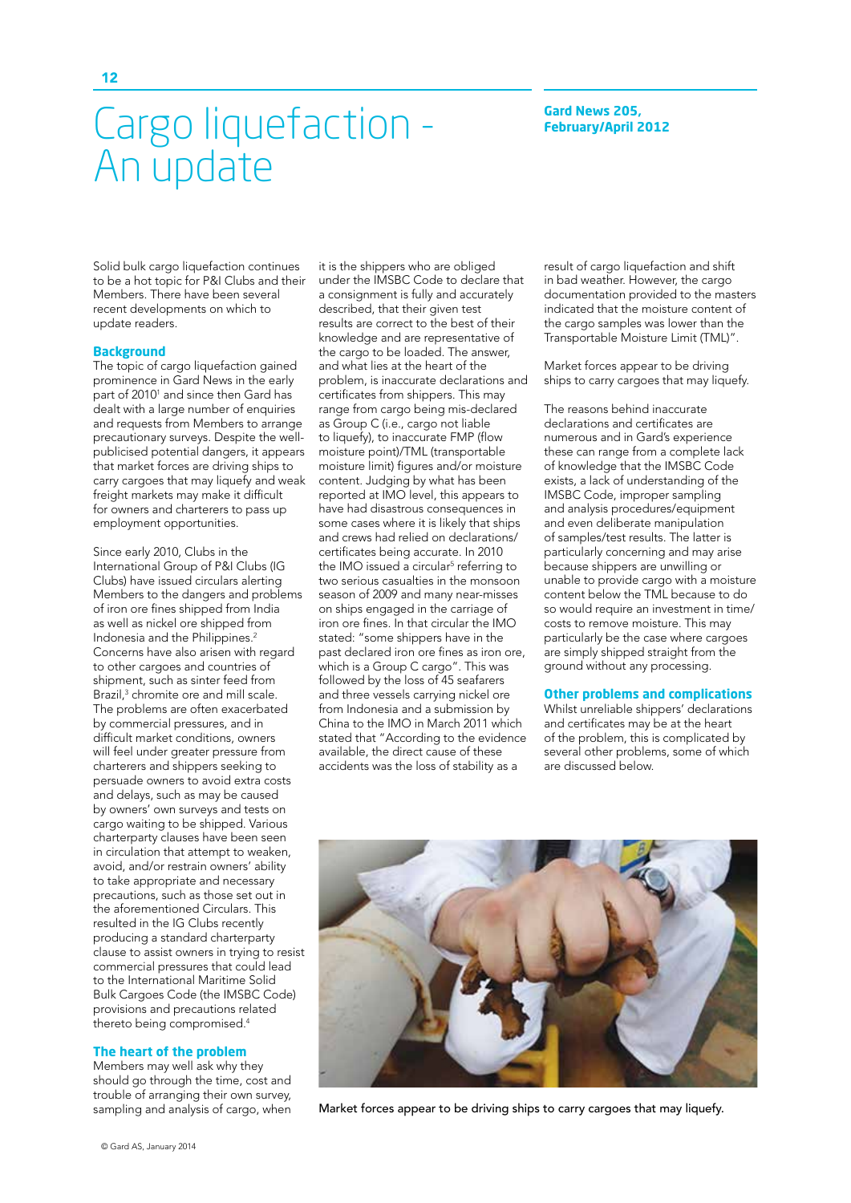# Cargo liquefaction - An update

Gard News 205, February/April 2012

Solid bulk cargo liquefaction continues to be a hot topic for P&I Clubs and their Members. There have been several recent developments on which to update readers.

## Background

The topic of cargo liquefaction gained prominence in Gard News in the early part of 2010[1] and since then Gard has dealt with a large number of enquiries and requests from Members to arrange precautionary surveys. Despite the well-publicised potential dangers, it appears that market forces are driving ships to carry cargoes that may liquefy and weak freight markets may make it difficult for owners and charterers to pass up employment opportunities.

Since early 2010, Clubs in the International Group of P&I Clubs (IG Clubs) have issued circulars alerting Members to the dangers and problems of iron ore fines shipped from India as well as nickel ore shipped from Indonesia and the Philippines.[2] Concerns have also arisen with regard to other cargoes and countries of shipment, such as sinter feed from Brazil,[3] chromite ore and mill scale. The problems are often exacerbated by commercial pressures, and in difficult market conditions, owners will feel under greater pressure from charterers and shippers seeking to persuade owners to avoid extra costs and delays, such as may be caused by owners' own surveys and tests on cargo waiting to be shipped. Various charterparty clauses have been seen in circulation that attempt to weaken, avoid, and/or restrain owners' ability to take appropriate and necessary precautions, such as those set out in the aforementioned Circulars. This resulted in the IG Clubs recently producing a standard charterparty clause to assist owners in trying to resist commercial pressures that could lead to the International Maritime Solid Bulk Cargoes Code (the IMSBC Code) provisions and precautions related thereto being compromised.[4]

## The heart of the problem

Members may well ask why they should go through the time, cost and trouble of arranging their own survey, sampling and analysis of cargo, when it is the shippers who are obliged under the IMSBC Code to declare that a consignment is fully and accurately described, that their given test results are correct to the best of their knowledge and are representative of the cargo to be loaded. The answer, and what lies at the heart of the problem, is inaccurate declarations and certificates from shippers. This may range from cargo being mis-declared as Group C (i.e., cargo not liable to liquefy), to inaccurate FMP (flow moisture point)/TML (transportable moisture limit) figures and/or moisture content. Judging by what has been reported at IMO level, this appears to have had disastrous consequences in some cases where it is likely that ships and crews had relied on declarations/certificates being accurate. In 2010 the IMO issued a circular[5] referring to two serious casualties in the monsoon season of 2009 and many near-misses on ships engaged in the carriage of iron ore fines. In that circular the IMO stated: "some shippers have in the past declared iron ore fines as iron ore, which is a Group C cargo". This was followed by the loss of 45 seafarers and three vessels carrying nickel ore from Indonesia and a submission by China to the IMO in March 2011 which stated that "According to the evidence available, the direct cause of these accidents was the loss of stability as a result of cargo liquefaction and shift in bad weather. However, the cargo documentation provided to the masters indicated that the moisture content of the cargo samples was lower than the Transportable Moisture Limit (TML)".

Market forces appear to be driving ships to carry cargoes that may liquefy.

The reasons behind inaccurate declarations and certificates are numerous and in Gard's experience these can range from a complete lack of knowledge that the IMSBC Code exists, a lack of understanding of the IMSBC Code, improper sampling and analysis procedures/equipment and even deliberate manipulation of samples/test results. The latter is particularly concerning and may arise because shippers are unwilling or unable to provide cargo with a moisture content below the TML because to do so would require an investment in time/costs to remove moisture. This may particularly be the case where cargoes are simply shipped straight from the ground without any processing.

## Other problems and complications

Whilst unreliable shippers' declarations and certificates may be at the heart of the problem, this is complicated by several other problems, some of which are discussed below.

Market forces appear to be driving ships to carry cargoes that may liquefy.

© Gard AS, January 2014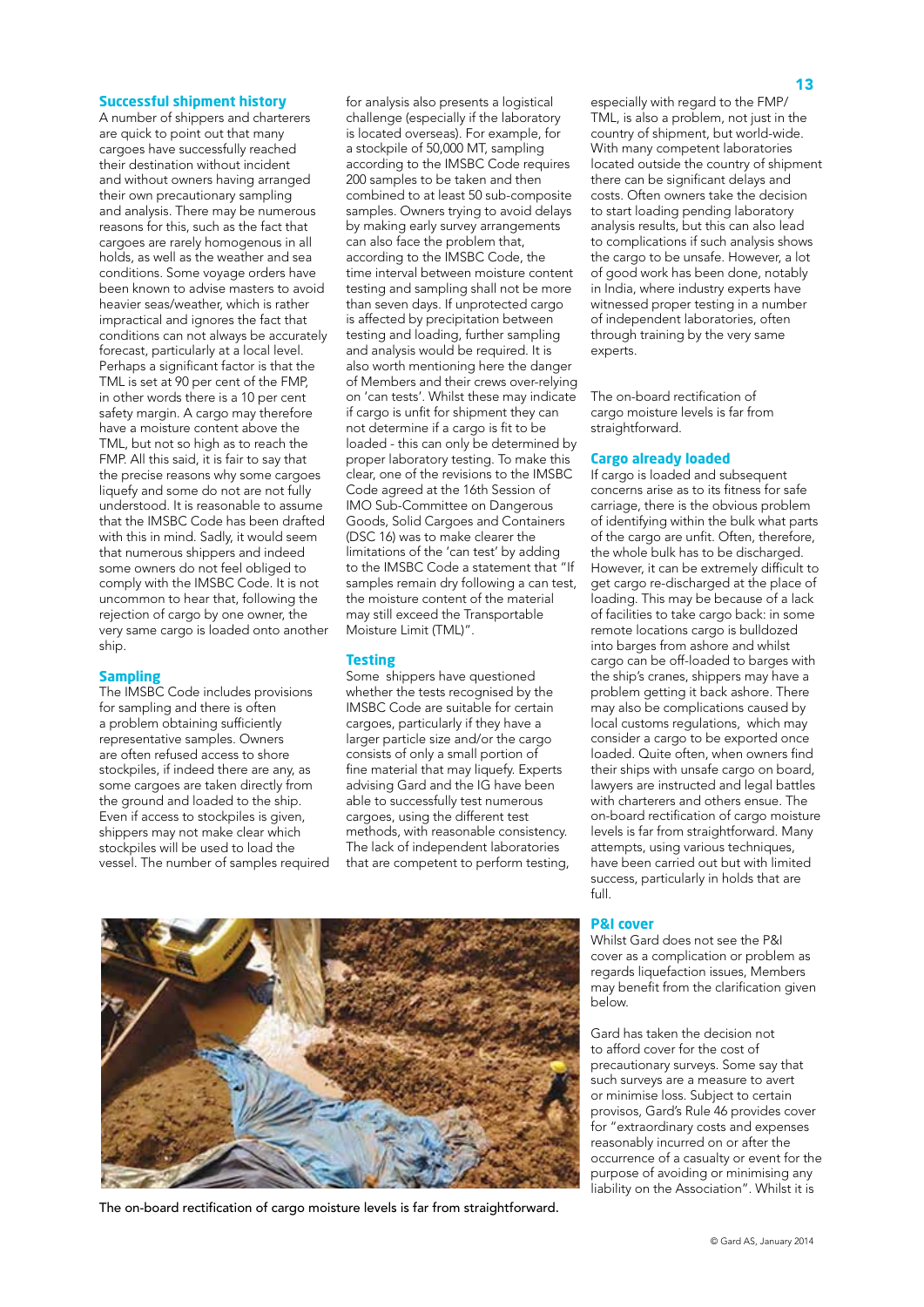### Successful shipment history

A number of shippers and charterers are quick to point out that many cargoes have successfully reached their destination without incident and without owners having arranged their own precautionary sampling and analysis. There may be numerous reasons for this, such as the fact that cargoes are rarely homogenous in all holds, as well as the weather and sea conditions. Some voyage orders have been known to advise masters to avoid heavier seas/weather, which is rather impractical and ignores the fact that conditions can not always be accurately forecast, particularly at a local level. Perhaps a significant factor is that the TML is set at 90 per cent of the FMP, in other words there is a 10 per cent safety margin. A cargo may therefore have a moisture content above the TML, but not so high as to reach the FMP. All this said, it is fair to say that the precise reasons why some cargoes liquefy and some do not are not fully understood. It is reasonable to assume that the IMSBC Code has been drafted with this in mind. Sadly, it would seem that numerous shippers and indeed some owners do not feel obliged to comply with the IMSBC Code. It is not uncommon to hear that, following the rejection of cargo by one owner, the very same cargo is loaded onto another ship.

### Sampling

The IMSBC Code includes provisions for sampling and there is often a problem obtaining sufficiently representative samples. Owners are often refused access to shore stockpiles, if indeed there are any, as some cargoes are taken directly from the ground and loaded to the ship. Even if access to stockpiles is given, shippers may not make clear which stockpiles will be used to load the vessel. The number of samples required for analysis also presents a logistical challenge (especially if the laboratory is located overseas). For example, for a stockpile of 50,000 MT, sampling according to the IMSBC Code requires 200 samples to be taken and then combined to at least 50 sub-composite samples. Owners trying to avoid delays by making early survey arrangements can also face the problem that, according to the IMSBC Code, the time interval between moisture content testing and sampling shall not be more than seven days. If unprotected cargo is affected by precipitation between testing and loading, further sampling and analysis would be required. It is also worth mentioning here the danger of Members and their crews over-relying on 'can tests'. Whilst these may indicate if cargo is unfit for shipment they can not determine if a cargo is fit to be loaded - this can only be determined by proper laboratory testing. To make this clear, one of the revisions to the IMSBC Code agreed at the 16th Session of IMO Sub-Committee on Dangerous Goods, Solid Cargoes and Containers (DSC 16) was to make clearer the limitations of the 'can test' by adding to the IMSBC Code a statement that "If samples remain dry following a can test, the moisture content of the material may still exceed the Transportable Moisture Limit (TML)".

### Testing

Some shippers have questioned whether the tests recognised by the IMSBC Code are suitable for certain cargoes, particularly if they have a larger particle size and/or the cargo consists of only a small portion of fine material that may liquefy. Experts advising Gard and the IG have been able to successfully test numerous cargoes, using the different test methods, with reasonable consistency. The lack of independent laboratories that are competent to perform testing, especially with regard to the FMP/TML, is also a problem, not just in the country of shipment, but world-wide. With many competent laboratories located outside the country of shipment there can be significant delays and costs. Often owners take the decision to start loading pending laboratory analysis results, but this can also lead to complications if such analysis shows the cargo to be unsafe. However, a lot of good work has been done, notably in India, where industry experts have witnessed proper testing in a number of independent laboratories, often through training by the very same experts.

The on-board rectification of cargo moisture levels is far from straightforward.

### Cargo already loaded

If cargo is loaded and subsequent concerns arise as to its fitness for safe carriage, there is the obvious problem of identifying within the bulk what parts of the cargo are unfit. Often, therefore, the whole bulk has to be discharged. However, it can be extremely difficult to get cargo re-discharged at the place of loading. This may be because of a lack of facilities to take cargo back: in some remote locations cargo is bulldozed into barges from ashore and whilst cargo can be off-loaded to barges with the ship's cranes, shippers may have a problem getting it back ashore. There may also be complications caused by local customs regulations, which may consider a cargo to be exported once loaded. Quite often, when owners find their ships with unsafe cargo on board, lawyers are instructed and legal battles with charterers and others ensue. The on-board rectification of cargo moisture levels is far from straightforward. Many attempts, using various techniques, have been carried out but with limited success, particularly in holds that are full.

### P&I cover

Whilst Gard does not see the P&I cover as a complication or problem as regards liquefaction issues, Members may benefit from the clarification given below.

Gard has taken the decision not to afford cover for the cost of precautionary surveys. Some say that such surveys are a measure to avert or minimise loss. Subject to certain provisos, Gard's Rule 46 provides cover for "extraordinary costs and expenses reasonably incurred on or after the occurrence of a casualty or event for the purpose of avoiding or minimising any liability on the Association". Whilst it is

The on-board rectification of cargo moisture levels is far from straightforward.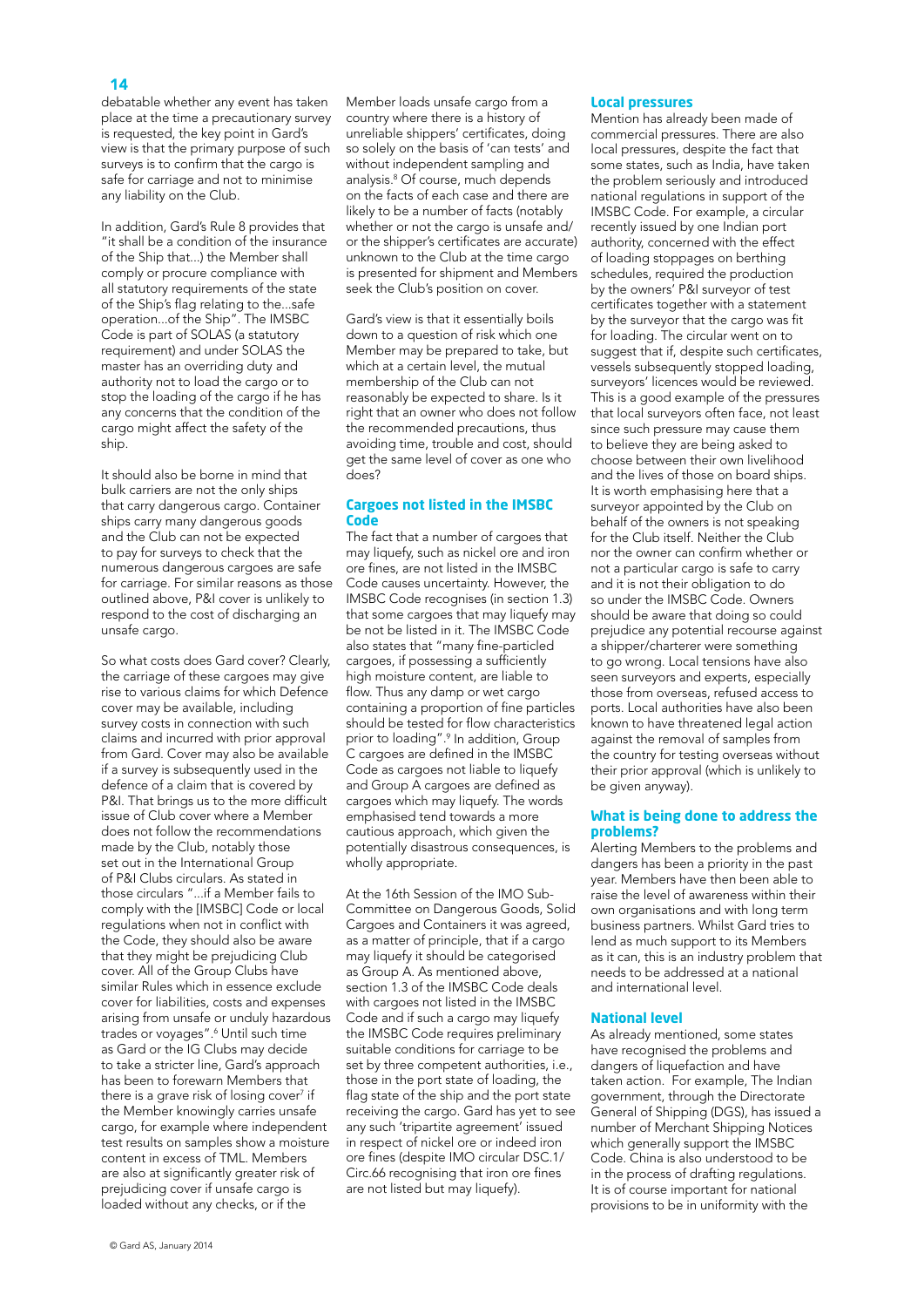debatable whether any event has taken place at the time a precautionary survey is requested, the key point in Gard's view is that the primary purpose of such surveys is to confirm that the cargo is safe for carriage and not to minimise any liability on the Club.

In addition, Gard's Rule 8 provides that "it shall be a condition of the insurance of the Ship that...) the Member shall comply or procure compliance with all statutory requirements of the state of the Ship's flag relating to the...safe operation...of the Ship". The IMSBC Code is part of SOLAS (a statutory requirement) and under SOLAS the master has an overriding duty and authority not to load the cargo or to stop the loading of the cargo if he has any concerns that the condition of the cargo might affect the safety of the ship.

It should also be borne in mind that bulk carriers are not the only ships that carry dangerous cargo. Container ships carry many dangerous goods and the Club can not be expected to pay for surveys to check that the numerous dangerous cargoes are safe for carriage. For similar reasons as those outlined above, P&I cover is unlikely to respond to the cost of discharging an unsafe cargo.

So what costs does Gard cover? Clearly, the carriage of these cargoes may give rise to various claims for which Defence cover may be available, including survey costs in connection with such claims and incurred with prior approval from Gard. Cover may also be available if a survey is subsequently used in the defence of a claim that is covered by P&I. That brings us to the more difficult issue of Club cover where a Member does not follow the recommendations made by the Club, notably those set out in the International Group of P&I Clubs circulars. As stated in those circulars "...if a Member fails to comply with the [IMSBC] Code or local regulations when not in conflict with the Code, they should also be aware that they might be prejudicing Club cover. All of the Group Clubs have similar Rules which in essence exclude cover for liabilities, costs and expenses arising from unsafe or unduly hazardous trades or voyages".[6] Until such time as Gard or the IG Clubs may decide to take a stricter line, Gard's approach has been to forewarn Members that there is a grave risk of losing cover[7] if the Member knowingly carries unsafe cargo, for example where independent test results on samples show a moisture content in excess of TML. Members are also at significantly greater risk of prejudicing cover if unsafe cargo is loaded without any checks, or if the Member loads unsafe cargo from a country where there is a history of unreliable shippers' certificates, doing so solely on the basis of 'can tests' and without independent sampling and analysis.[8] Of course, much depends on the facts of each case and there are likely to be a number of facts (notably whether or not the cargo is unsafe and/or the shipper's certificates are accurate) unknown to the Club at the time cargo is presented for shipment and Members seek the Club's position on cover.

Gard's view is that it essentially boils down to a question of risk which one Member may be prepared to take, but which at a certain level, the mutual membership of the Club can not reasonably be expected to share. Is it right that an owner who does not follow the recommended precautions, thus avoiding time, trouble and cost, should get the same level of cover as one who does?

## Cargoes not listed in the IMSBC Code

The fact that a number of cargoes that may liquefy, such as nickel ore and iron ore fines, are not listed in the IMSBC Code causes uncertainty. However, the IMSBC Code recognises (in section 1.3) that some cargoes that may liquefy may be not be listed in it. The IMSBC Code also states that "many fine-particled cargoes, if possessing a sufficiently high moisture content, are liable to flow. Thus any damp or wet cargo containing a proportion of fine particles should be tested for flow characteristics prior to loading".[9] In addition, Group C cargoes are defined in the IMSBC Code as cargoes not liable to liquefy and Group A cargoes are defined as cargoes which may liquefy. The words emphasised tend towards a more cautious approach, which given the potentially disastrous consequences, is wholly appropriate.

At the 16th Session of the IMO Sub-Committee on Dangerous Goods, Solid Cargoes and Containers it was agreed, as a matter of principle, that if a cargo may liquefy it should be categorised as Group A. As mentioned above, section 1.3 of the IMSBC Code deals with cargoes not listed in the IMSBC Code and if such a cargo may liquefy the IMSBC Code requires preliminary suitable conditions for carriage to be set by three competent authorities, i.e., those in the port state of loading, the flag state of the ship and the port state receiving the cargo. Gard has yet to see any such 'tripartite agreement' issued in respect of nickel ore or indeed iron ore fines (despite IMO circular DSC.1/Circ.66 recognising that iron ore fines are not listed but may liquefy).

## Local pressures

Mention has already been made of commercial pressures. There are also local pressures, despite the fact that some states, such as India, have taken the problem seriously and introduced national regulations in support of the IMSBC Code. For example, a circular recently issued by one Indian port authority, concerned with the effect of loading stoppages on berthing schedules, required the production by the owners' P&I surveyor of test certificates together with a statement by the surveyor that the cargo was fit for loading. The circular went on to suggest that if, despite such certificates, vessels subsequently stopped loading, surveyors' licences would be reviewed. This is a good example of the pressures that local surveyors often face, not least since such pressure may cause them to believe they are being asked to choose between their own livelihood and the lives of those on board ships. It is worth emphasising here that a surveyor appointed by the Club on behalf of the owners is not speaking for the Club itself. Neither the Club nor the owner can confirm whether or not a particular cargo is safe to carry and it is not their obligation to do so under the IMSBC Code. Owners should be aware that doing so could prejudice any potential recourse against a shipper/charterer were something to go wrong. Local tensions have also seen surveyors and experts, especially those from overseas, refused access to ports. Local authorities have also been known to have threatened legal action against the removal of samples from the country for testing overseas without their prior approval (which is unlikely to be given anyway).

## What is being done to address the problems?

Alerting Members to the problems and dangers has been a priority in the past year. Members have then been able to raise the level of awareness within their own organisations and with long term business partners. Whilst Gard tries to lend as much support to its Members as it can, this is an industry problem that needs to be addressed at a national and international level.

## National level

As already mentioned, some states have recognised the problems and dangers of liquefaction and have taken action. For example, The Indian government, through the Directorate General of Shipping (DGS), has issued a number of Merchant Shipping Notices which generally support the IMSBC Code. China is also understood to be in the process of drafting regulations. It is of course important for national provisions to be in uniformity with the

© Gard AS, January 2014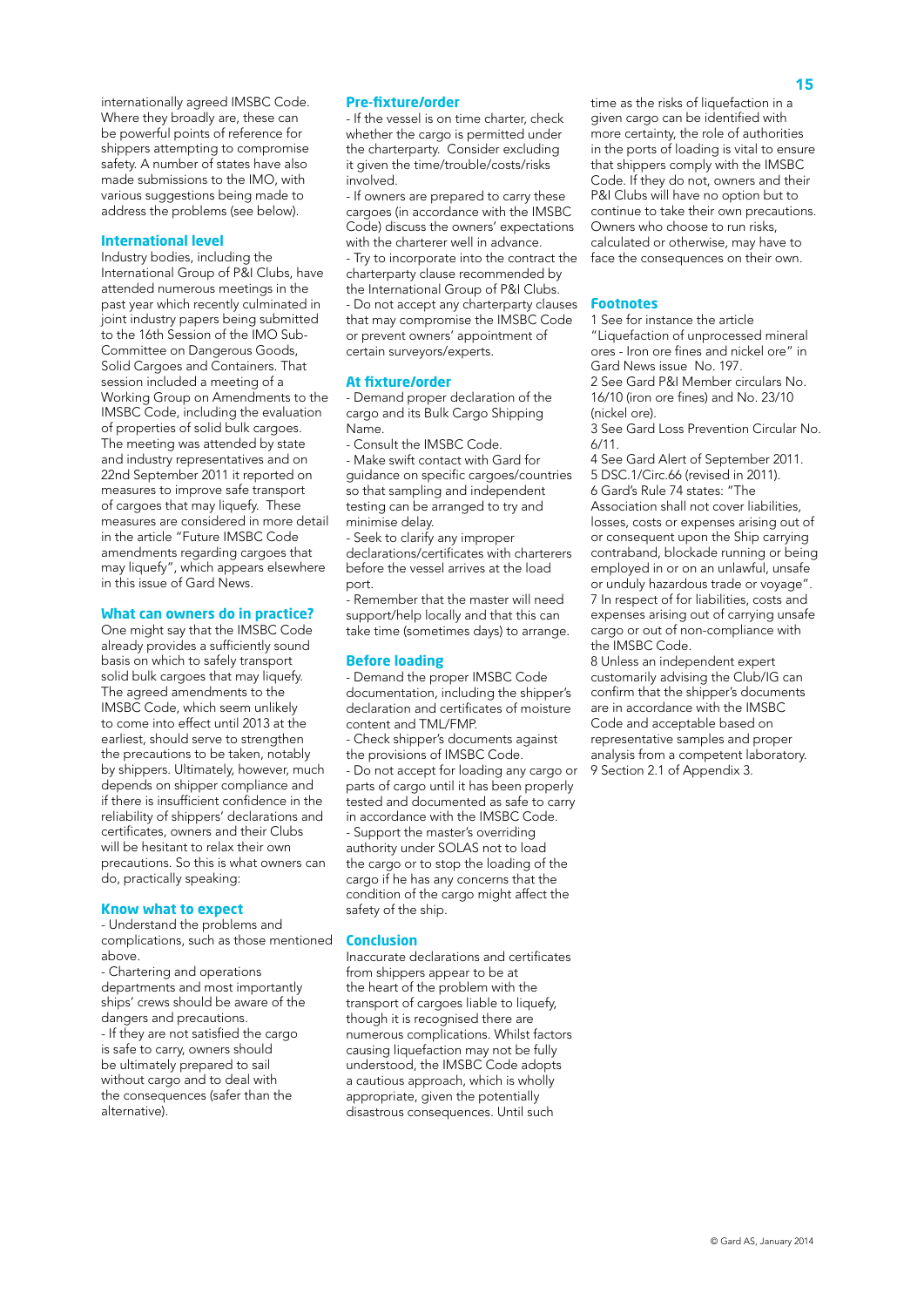internationally agreed IMSBC Code. Where they broadly are, these can be powerful points of reference for shippers attempting to compromise safety. A number of states have also made submissions to the IMO, with various suggestions being made to address the problems (see below).

## International level

Industry bodies, including the International Group of P&I Clubs, have attended numerous meetings in the past year which recently culminated in joint industry papers being submitted to the 16th Session of the IMO Sub-Committee on Dangerous Goods, Solid Cargoes and Containers. That session included a meeting of a Working Group on Amendments to the IMSBC Code, including the evaluation of properties of solid bulk cargoes. The meeting was attended by by state and industry representatives and on 22nd September 2011 it reported on measures to improve safe transport of cargoes that may liquefy. These measures are considered in more detail in the article "Future IMSBC Code amendments regarding cargoes that may liquefy", which appears elsewhere in this issue of Gard News.

## What can owners do in practice?

One might say that the IMSBC Code already provides a sufficiently sound basis on which to safely transport solid bulk cargoes that may liquefy. The agreed amendments to the IMSBC Code, which seem unlikely to come into effect until 2013 at the earliest, should serve to strengthen the precautions to be taken, notably by shippers. Ultimately, however, much depends on shipper compliance and if there is insufficient confidence in the reliability of shippers' declarations and certificates, owners and their Clubs will be hesitant to relax their own precautions. So this is what owners can do, practically speaking:

## Know what to expect

- Understand the problems and complications, such as those mentioned above.
- Chartering and operations departments and most importantly ships' crews should be aware of the dangers and precautions.
- If they are not satisfied the cargo is safe to carry, owners should be ultimately prepared to sail without cargo and to deal with the consequences (safer than the alternative).

## Pre-fixture/order

- If the vessel is on time charter, check whether the cargo is permitted under the charterparty. Consider excluding it given the time/trouble/costs/risks involved.
- If owners are prepared to carry these cargoes (in accordance with the IMSBC Code) discuss the owners' expectations with the charterer well in advance.
- Try to incorporate into the contract the charterparty clause recommended by the International Group of P&I Clubs.
- Do not accept any charterparty clauses that may compromise the IMSBC Code or prevent owners' appointment of certain surveyors/experts.

## At fixture/order

- Demand proper declaration of the cargo and its Bulk Cargo Shipping Name.
- Consult the IMSBC Code.
- Make swift contact with Gard for guidance on specific cargoes/countries so that sampling and independent testing can be arranged to try and minimise delay.
- Seek to clarify any improper declarations/certificates with charterers before the vessel arrives at the load port.
- Remember that the master will need support/help locally and that this can take time (sometimes days) to arrange.

## Before loading

- Demand the proper IMSBC Code documentation, including the shipper's declaration and certificates of moisture content and TML/FMP.
- Check shipper's documents against the provisions of IMSBC Code.
- Do not accept for loading any cargo or parts of cargo until it has been properly tested and documented as safe to carry in accordance with the IMSBC Code.
- Support the master's overriding authority under SOLAS not to load the cargo or to stop the loading of the cargo if he has any concerns that the condition of the cargo might affect the safety of the ship.

## Conclusion

Inaccurate declarations and certificates from shippers appear to be at the heart of the problem with the transport of cargoes liable to liquefy, though it is recognised there are numerous complications. Whilst factors causing liquefaction may not be fully understood, the IMSBC Code adopts a cautious approach, which is wholly appropriate, given the potentially disastrous consequences. Until such time as the risks of liquefaction in a given cargo can be identified with more certainty, the role of authorities in the ports of loading is vital to ensure that shippers comply with the IMSBC Code. If they do not, owners and their P&I Clubs will have no option but to continue to take their own precautions. Owners who choose to run risks, calculated or otherwise, may have to face the consequences on their own.

## Footnotes

1 See for instance the article "Liquefaction of unprocessed mineral ores - Iron ore fines and nickel ore" in Gard News issue No. 197.
2 See Gard P&I Member circulars No. 16/10 (iron ore fines) and No. 23/10 (nickel ore).
3 See Gard Loss Prevention Circular No. 6/11.
4 See Gard Alert of September 2011.
5 DSC.1/Circ.66 (revised in 2011).
6 Gard's Rule 74 states: "The Association shall not cover liabilities, losses, costs or expenses arising out of or consequent upon the Ship carrying contraband, blockade running or being employed in or on an unlawful, unsafe or unduly hazardous trade or voyage".
7 In respect of for liabilities, costs and expenses arising out of carrying unsafe cargo or out of non-compliance with the IMSBC Code.
8 Unless an independent expert customarily advising the Club/IG can confirm that the shipper's documents are in accordance with the IMSBC Code and acceptable based on representative samples and proper analysis from a competent laboratory.
9 Section 2.1 of Appendix 3.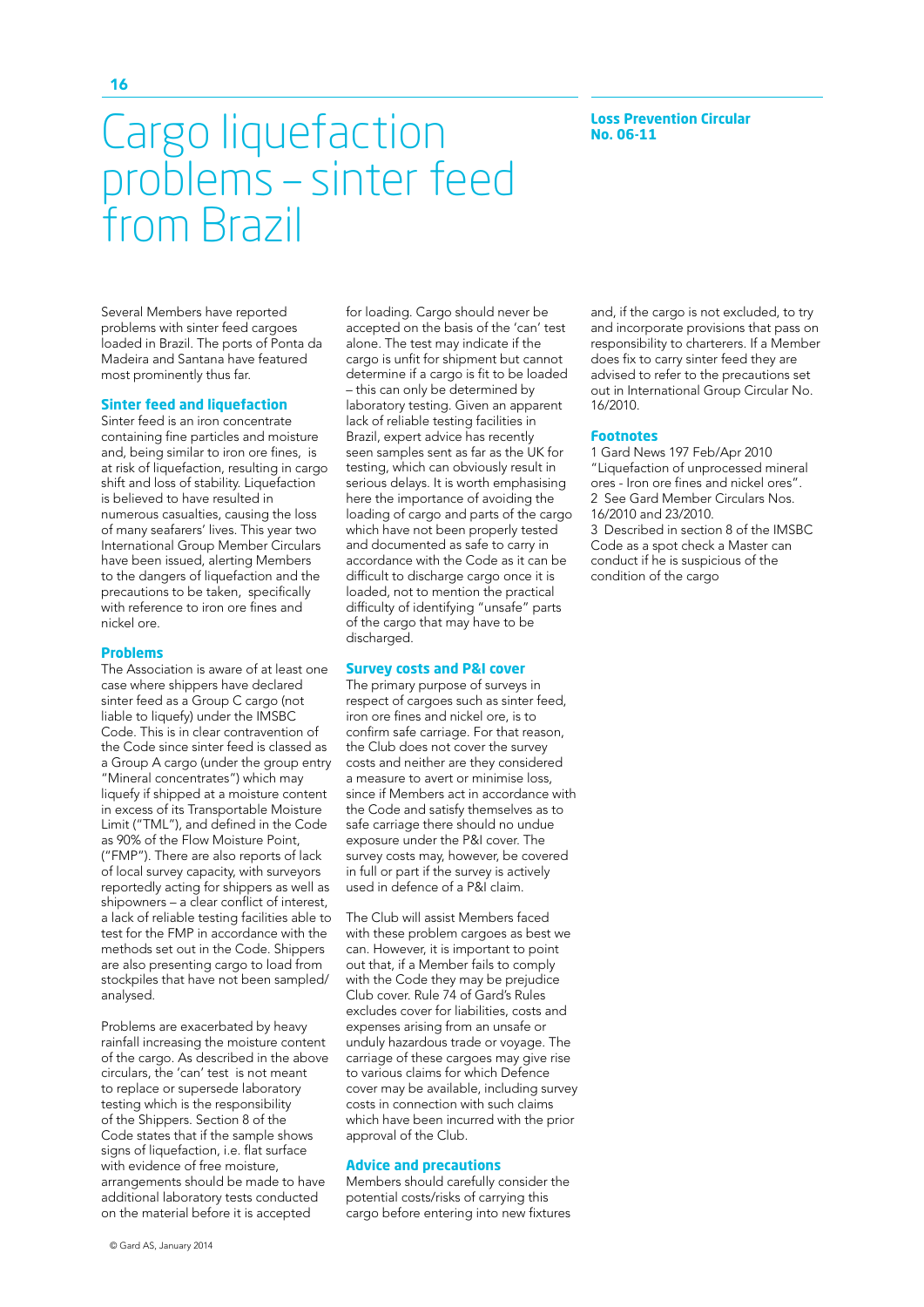# Cargo liquefaction problems – sinter feed from Brazil

**Loss Prevention Circular No. 06-11**

Several Members have reported problems with sinter feed cargoes loaded in Brazil. The ports of Ponta da Madeira and Santana have featured most prominently thus far.

## Sinter feed and liquefaction

Sinter feed is an iron concentrate containing fine particles and moisture and, being similar to iron ore fines, is at risk of liquefaction, resulting in cargo shift and loss of stability. Liquefaction is believed to have resulted in numerous casualties, causing the loss of many seafarers' lives. This year two International Group Member Circulars have been issued, alerting Members to the dangers of liquefaction and the precautions to be taken, specifically with reference to iron ore fines and nickel ore.

## Problems

The Association is aware of at least one case where shippers have declared sinter feed as a Group C cargo (not liable to liquefy) under the IMSBC Code. This is in clear contravention of the Code since sinter feed is classed as a Group A cargo (under the group entry "Mineral concentrates") which may liquefy if shipped at a moisture content in excess of its Transportable Moisture Limit ("TML"), and defined in the Code as 90% of the Flow Moisture Point, ("FMP"). There are also reports of lack of local survey capacity, with surveyors reportedly acting for shippers as well as shipowners – a clear conflict of interest, a lack of reliable testing facilities able to test for the FMP in accordance with the methods set out in the Code. Shippers are also presenting cargo to load from stockpiles that have not been sampled/ analysed.

Problems are exacerbated by heavy rainfall increasing the moisture content of the cargo. As described in the above circulars, the 'can' test is not meant to replace or supersede laboratory testing which is the responsibility of the Shippers. Section 8 of the Code states that if the sample shows signs of liquefaction, i.e. flat surface with evidence of free moisture, arrangements should be made to have additional laboratory tests conducted on the material before it is accepted for loading. Cargo should never be accepted on the basis of the 'can' test alone. The test may indicate if the cargo is unfit for shipment but cannot determine if a cargo is fit to be loaded – this can only be determined by laboratory testing. Given an apparent lack of reliable testing facilities in Brazil, expert advice has recently seen samples sent as far as the UK for testing, which can obviously result in serious delays. It is worth emphasising here the importance of avoiding the loading of cargo and parts of the cargo which have not been properly tested and documented as safe to carry in accordance with the Code as it can be difficult to discharge cargo once it is loaded, not to mention the practical difficulty of identifying "unsafe" parts of the cargo that may have to be discharged.

## Survey costs and P&I cover

The primary purpose of surveys in respect of cargoes such as sinter feed, iron ore fines and nickel ore, is to confirm safe carriage. For that reason, the Club does not cover the survey costs and neither are they considered a measure to avert or minimise loss, since if Members act in accordance with the Code and satisfy themselves as to safe carriage there should no undue exposure under the P&I cover. The survey costs may, however, be covered in full or part if the survey is actively used in defence of a P&I claim.

The Club will assist Members faced with these problem cargoes as best we can. However, it is important to point out that, if a Member fails to comply with the Code they may be prejudice Club cover. Rule 74 of Gard's Rules excludes cover for liabilities, costs and expenses arising from an unsafe or unduly hazardous trade or voyage. The carriage of these cargoes may give rise to various claims for which Defence cover may be available, including survey costs in connection with such claims which have been incurred with the prior approval of the Club.

## Advice and precautions

Members should carefully consider the potential costs/risks of carrying this cargo before entering into new fixtures and, if the cargo is not excluded, to try and incorporate provisions that pass on responsibility to charterers. If a Member does fix to carry sinter feed they are advised to refer to the precautions set out in International Group Circular No. 16/2010.

## Footnotes

1 Gard News 197 Feb/Apr 2010 "Liquefaction of unprocessed mineral ores - Iron ore fines and nickel ores".

2 See Gard Member Circulars Nos. 16/2010 and 23/2010.

3 Described in section 8 of the IMSBC Code as a spot check a Master can conduct if he is suspicious of the condition of the cargo

© Gard AS, January 2014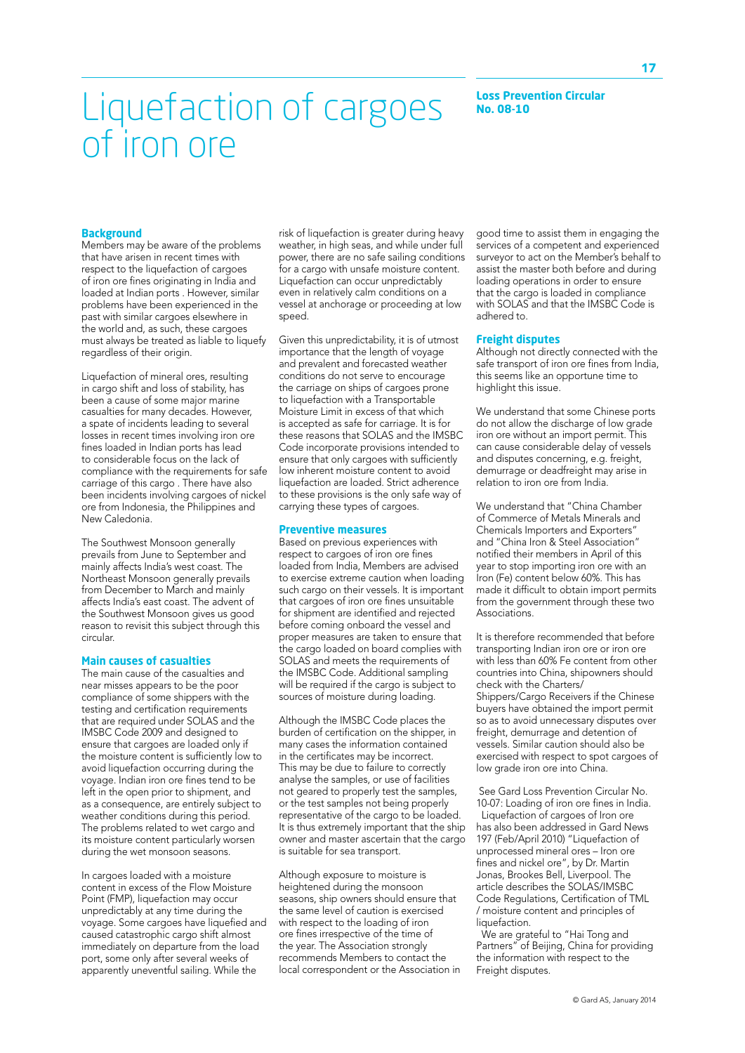# Liquefaction of cargoes of iron ore

**Loss Prevention Circular No. 08-10**

## Background

Members may be aware of the problems that have arisen in recent times with respect to the liquefaction of cargoes of iron ore fines originating in India and loaded at Indian ports . However, similar problems have been experienced in the past with similar cargoes elsewhere in the world and, as such, these cargoes must always be treated as liable to liquefy regardless of their origin.

Liquefaction of mineral ores, resulting in cargo shift and loss of stability, has been a cause of some major marine casualties for many decades. However, a spate of incidents leading to several losses in recent times involving iron ore fines loaded in Indian ports has lead to considerable focus on the lack of compliance with the requirements for safe carriage of this cargo . There have also been incidents involving cargoes of nickel ore from Indonesia, the Philippines and New Caledonia.

The Southwest Monsoon generally prevails from June to September and mainly affects India's west coast. The Northeast Monsoon generally prevails from December to March and mainly affects India's east coast. The advent of the Southwest Monsoon gives us good reason to revisit this subject through this circular.

## Main causes of casualties

The main cause of the casualties and near misses appears to be the poor compliance of some shippers with the testing and certification requirements that are required under SOLAS and the IMSBC Code 2009 and designed to ensure that cargoes are loaded only if the moisture content is sufficiently low to avoid liquefaction occurring during the voyage. Indian iron ore fines tend to be left in the open prior to shipment, and as a consequence, are entirely subject to weather conditions during this period. The problems related to wet cargo and its moisture content particularly worsen during the wet monsoon seasons.

In cargoes loaded with a moisture content in excess of the Flow Moisture Point (FMP), liquefaction may occur unpredictably at any time during the voyage. Some cargoes have liquefied and caused catastrophic cargo shift almost immediately on departure from the load port, some only after several weeks of apparently uneventful sailing. While the risk of liquefaction is greater during heavy weather, in high seas, and while under full power, there are no safe sailing conditions for a cargo with unsafe moisture content. Liquefaction can occur unpredictably even in relatively calm conditions on a vessel at anchorage or proceeding at low speed.

Given this unpredictability, it is of utmost importance that the length of voyage and prevalent and forecasted weather conditions do not serve to encourage the carriage on ships of cargoes prone to liquefaction with a Transportable Moisture Limit in excess of that which is accepted as safe for carriage. It is for these reasons that SOLAS and the IMSBC Code incorporate provisions intended to ensure that only cargoes with sufficiently low inherent moisture content to avoid liquefaction are loaded. Strict adherence to these provisions is the only safe way of carrying these types of cargoes.

## Preventive measures

Based on previous experiences with respect to cargoes of iron ore fines loaded from India, Members are advised to exercise extreme caution when loading such cargo on their vessels. It is important that cargoes of iron ore fines unsuitable for shipment are identified and rejected before coming onboard the vessel and proper measures are taken to ensure that the cargo loaded on board complies with SOLAS and meets the requirements of the IMSBC Code. Additional sampling will be required if the cargo is subject to sources of moisture during loading.

Although the IMSBC Code places the burden of certification on the shipper, in many cases the information contained in the certificates may be incorrect. This may be due to failure to correctly analyse the samples, or use of facilities not geared to properly test the samples, or the test samples not being properly representative of the cargo to be loaded. It is thus extremely important that the ship owner and master ascertain that the cargo is suitable for sea transport.

Although exposure to moisture is heightened during the monsoon seasons, ship owners should ensure that the same level of caution is exercised with respect to the loading of iron ore fines irrespective of the time of the year. The Association strongly recommends Members to contact the local correspondent or the Association in good time to assist them in engaging the services of a competent and experienced surveyor to act on the Member's behalf to assist the master both before and during loading operations in order to ensure that the cargo is loaded in compliance with SOLAS and that the IMSBC Code is adhered to.

## Freight disputes

Although not directly connected with the safe transport of iron ore fines from India, this seems like an opportune time to highlight this issue.

We understand that some Chinese ports do not allow the discharge of low grade iron ore without an import permit. This can cause considerable delay of vessels and disputes concerning, e.g. freight, demurrage or deadfreight may arise in relation to iron ore from India.

We understand that "China Chamber of Commerce of Metals Minerals and Chemicals Importers and Exporters" and "China Iron & Steel Association" notified their members in April of this year to stop importing iron ore with an Iron (Fe) content below 60%. This has made it difficult to obtain import permits from the government through these two Associations.

It is therefore recommended that before transporting Indian iron ore or iron ore with less than 60% Fe content from other countries into China, shipowners should check with the Charters/ Shippers/Cargo Receivers if the Chinese buyers have obtained the import permit so as to avoid unnecessary disputes over freight, demurrage and detention of vessels. Similar caution should also be exercised with respect to spot cargoes of low grade iron ore into China.

See Gard Loss Prevention Circular No. 10-07: Loading of iron ore fines in India. Liquefaction of cargoes of Iron ore has also been addressed in Gard News 197 (Feb/April 2010) "Liquefaction of unprocessed mineral ores – Iron ore fines and nickel ore", by Dr. Martin Jonas, Brookes Bell, Liverpool. The article describes the SOLAS/IMSBC Code Regulations, Certification of TML / moisture content and principles of liquefaction.

We are grateful to "Hai Tong and Partners" of Beijing, China for providing the information with respect to the Freight disputes.

© Gard AS, January 2014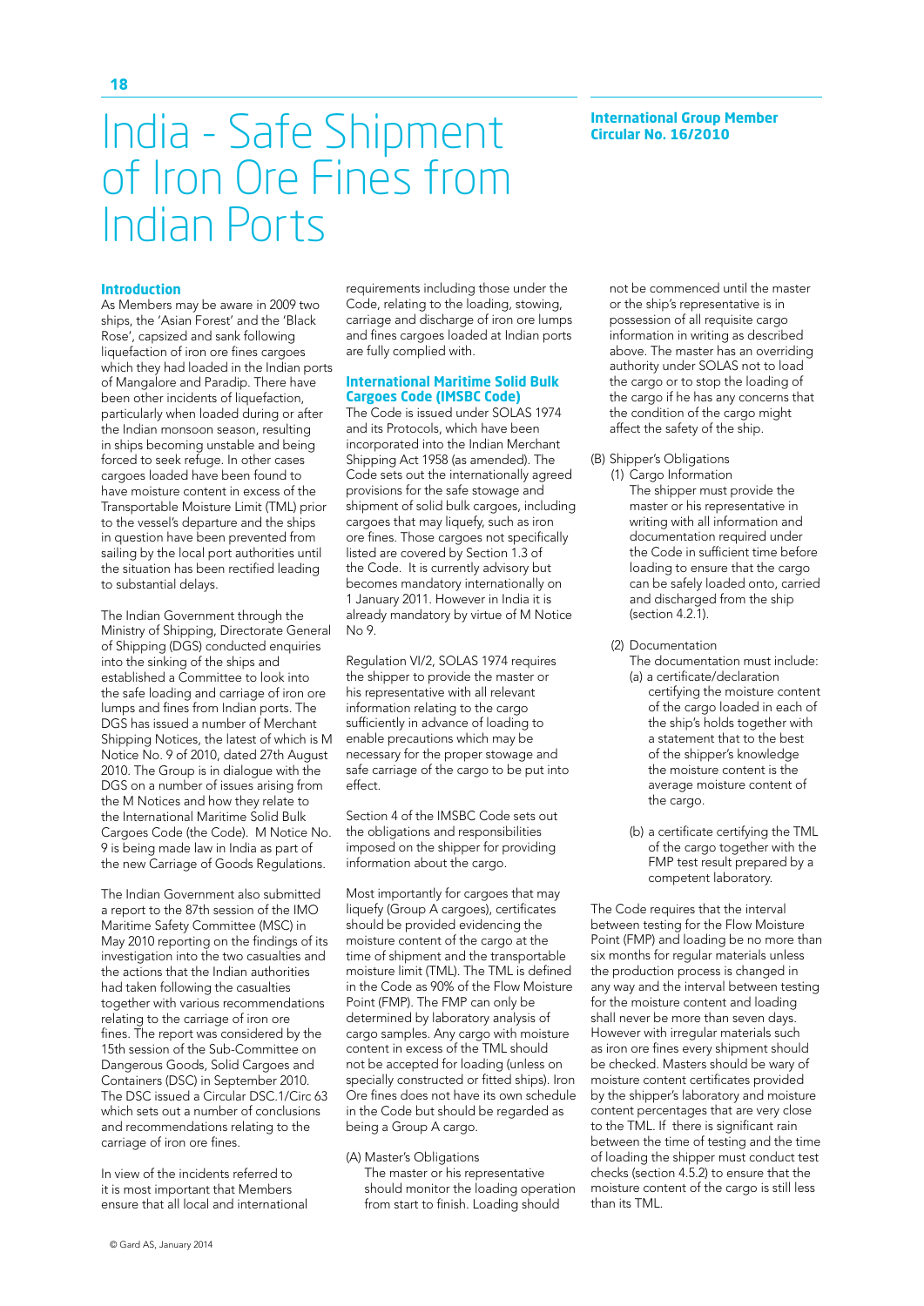# India - Safe Shipment of Iron Ore Fines from Indian Ports

**International Group Member Circular No. 16/2010**

## Introduction

As Members may be aware in 2009 two ships, the 'Asian Forest' and the 'Black Rose', capsized and sank following liquefaction of iron ore fines cargoes which they had loaded in the Indian ports of Mangalore and Paradip. There have been other incidents of liquefaction, particularly when loaded during or after the Indian monsoon season, resulting in ships becoming unstable and being forced to seek refuge. In other cases cargoes loaded have been found to have moisture content in excess of the Transportable Moisture Limit (TML) prior to the vessel's departure and the ships in question have been prevented from sailing by the local port authorities until the situation has been rectified leading to substantial delays.

The Indian Government through the Ministry of Shipping, Directorate General of Shipping (DGS) conducted enquiries into the sinking of the ships and established a Committee to look into the safe loading and carriage of iron ore lumps and fines from Indian ports. The DGS has issued a number of Merchant Shipping Notices, the latest of which is M Notice No. 9 of 2010, dated 27th August 2010. The Group is in dialogue with the DGS on a number of issues arising from the M Notices and how they relate to the International Maritime Solid Bulk Cargoes Code (the Code). M Notice No. 9 is being made law in India as part of the new Carriage of Goods Regulations.

The Indian Government also submitted a report to the 87th session of the IMO Maritime Safety Committee (MSC) in May 2010 reporting on the findings of its investigation into the two casualties and the actions that the Indian authorities had taken following the casualties together with various recommendations relating to the carriage of iron ore fines. The report was considered by the 15th session of the Sub-Committee on Dangerous Goods, Solid Cargoes and Containers (DSC) in September 2010. The DSC issued a Circular DSC.1/Circ 63 which sets out a number of conclusions and recommendations relating to the carriage of iron ore fines.

In view of the incidents referred to it is most important that Members ensure that all local and international requirements including those under the Code, relating to the loading, stowing, carriage and discharge of iron ore lumps and fines cargoes loaded at Indian ports are fully complied with.

## International Maritime Solid Bulk Cargoes Code (IMSBC Code)

The Code is issued under SOLAS 1974 and its Protocols, which have been incorporated into the Indian Merchant Shipping Act 1958 (as amended). The Code sets out the internationally agreed provisions for the safe stowage and shipment of solid bulk cargoes, including cargoes that may liquefy, such as iron ore fines. Those cargoes not specifically listed are covered by Section 1.3 of the Code. It is currently advisory but becomes mandatory internationally on 1 January 2011. However in India it is already mandatory by virtue of M Notice No 9.

Regulation VI/2, SOLAS 1974 requires the shipper to provide the master or his representative with all relevant information relating to the cargo sufficiently in advance of loading to enable precautions which may be necessary for the proper stowage and safe carriage of the cargo to be put into effect.

Section 4 of the IMSBC Code sets out the obligations and responsibilities imposed on the shipper for providing information about the cargo.

Most importantly for cargoes that may liquefy (Group A cargoes), certificates should be provided evidencing the moisture content of the cargo at the time of shipment and the transportable moisture limit (TML). The TML is defined in the Code as 90% of the Flow Moisture Point (FMP). The FMP can only be determined by laboratory analysis of cargo samples. Any cargo with moisture content in excess of the TML should not be accepted for loading (unless on specially constructed or fitted ships). Iron Ore fines does not have its own schedule in the Code but should be regarded as being a Group A cargo.

(A) Master's Obligations
The master or his representative should monitor the loading operation from start to finish. Loading should not be commenced until the master or the ship's representative is in possession of all requisite cargo information in writing as described above. The master has an overriding authority under SOLAS not to load the cargo or to stop the loading of the cargo if he has any concerns that the condition of the cargo might affect the safety of the ship.

(B) Shipper's Obligations

(1) Cargo Information
The shipper must provide the master or his representative in writing with all information and documentation required under the Code in sufficient time before loading to ensure that the cargo can be safely loaded onto, carried and discharged from the ship (section 4.2.1).

(2) Documentation
The documentation must include:

(a) a certificate/declaration certifying the moisture content of the cargo loaded in each of the ship's holds together with a statement that to the best of the shipper's knowledge the moisture content is the average moisture content of the cargo.

(b) a certificate certifying the TML of the cargo together with the FMP test result prepared by a competent laboratory.

The Code requires that the interval between testing for the Flow Moisture Point (FMP) and loading be no more than six months for regular materials unless the production process is changed in any way and the interval between testing for the moisture content and loading shall never be more than seven days. However with irregular materials such as iron ore fines every shipment should be checked. Masters should be wary of moisture content certificates provided by the shipper's laboratory and moisture content percentages that are very close to the TML. If there is significant rain between the time of testing and the time of loading the shipper must conduct test checks (section 4.5.2) to ensure that the moisture content of the cargo is still less than its TML.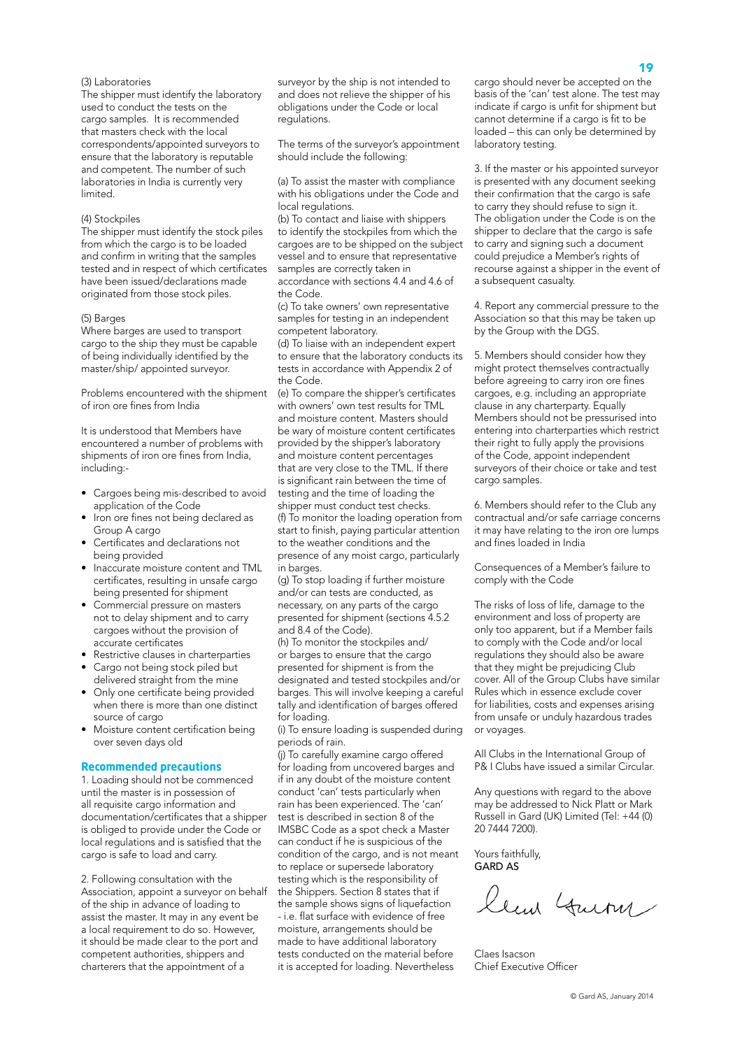(3) Laboratories
The shipper must identify the laboratory used to conduct the tests on the cargo samples. It is recommended that masters check with the local correspondents/appointed surveyors to ensure that the laboratory is reputable and competent. The number of such laboratories in India is currently very limited.

(4) Stockpiles
The shipper must identify the stock piles from which the cargo is to be loaded and confirm in writing that the samples tested and in respect of which certificates have been issued/declarations made originated from those stock piles.

(5) Barges
Where barges are used to transport cargo to the ship they must be capable of being individually identified by the master/ship/ appointed surveyor.

Problems encountered with the shipment of iron ore fines from India

It is understood that Members have encountered a number of problems with shipments of iron ore fines from India, including:-

- Cargoes being mis-described to avoid application of the Code
- Iron ore fines not being declared as Group A cargo
- Certificates and declarations not being provided
- Inaccurate moisture content and TML certificates, resulting in unsafe cargo being presented for shipment
- Commercial pressure on masters not to delay shipment and to carry cargoes without the provision of accurate certificates
- Restrictive clauses in charterparties
- Cargo not being stock piled but delivered straight from the mine
- Only one certificate being provided when there is more than one distinct source of cargo
- Moisture content certification being over seven days old

### Recommended precautions

1. Loading should not be commenced until the master is in possession of all requisite cargo information and documentation/certificates that a shipper is obliged to provide under the Code or local regulations and is satisfied that the cargo is safe to load and carry.

2. Following consultation with the Association, appoint a surveyor on behalf of the ship in advance of loading to assist the master. It may in any event be a local requirement to do so. However, it should be made clear to the port and competent authorities, shippers and charterers that the appointment of a surveyor by the ship is not intended to and does not relieve the shipper of his obligations under the Code or local regulations.

The terms of the surveyor's appointment should include the following:

(a) To assist the master with compliance with his obligations under the Code and local regulations.
(b) To contact and liaise with shippers to identify the stockpiles from which the cargoes are to be shipped on the subject vessel and to ensure that representative samples are correctly taken in accordance with sections 4.4 and 4.6 of the Code.
(c) To take owners' own representative samples for testing in an independent competent laboratory.
(d) To liaise with an independent expert to ensure that the laboratory conducts its tests in accordance with Appendix 2 of the Code.
(e) To compare the shipper's certificates with owners' own test results for TML and moisture content. Masters should be wary of moisture content certificates provided by the shipper's laboratory and moisture content percentages that are very close to the TML. If there is significant rain between the time of testing and the time of loading the shipper must conduct test checks.
(f) To monitor the loading operation from start to finish, paying particular attention to the weather conditions and the presence of any moist cargo, particularly in barges.
(g) To stop loading if further moisture and/or can tests are conducted, as necessary, on any parts of the cargo presented for shipment (sections 4.5.2 and 8.4 of the Code).
(h) To monitor the stockpiles and/or barges to ensure that the cargo presented for shipment is from the designated and tested stockpiles and/or barges. This will involve keeping a careful tally and identification of barges offered for loading.
(i) To ensure loading is suspended during periods of rain.
(j) To carefully examine cargo offered for loading from uncovered barges and if in any doubt of the moisture content conduct 'can' tests particularly when rain has been experienced. The 'can' test is described in section 8 of the IMSBC Code as a spot check a Master can conduct if he is suspicious of the condition of the cargo, and is not meant to replace or supersede laboratory testing which is the responsibility of the Shippers. Section 8 states that if the sample shows signs of liquefaction - i.e. flat surface with evidence of free moisture, arrangements should be made to have additional laboratory tests conducted on the material before it is accepted for loading. Nevertheless cargo should never be accepted on the basis of the 'can' test alone. The test may indicate if cargo is unfit for shipment but cannot determine if a cargo is fit to be loaded – this can only be determined by laboratory testing.

3. If the master or his appointed surveyor is presented with any document seeking their confirmation that the cargo is safe to carry they should refuse to sign it. The obligation under the Code is on the shipper to declare that the cargo is safe to carry and signing such a document could prejudice a Member's rights of recourse against a shipper in the event of a subsequent casualty.

4. Report any commercial pressure to the Association so that this may be taken up by the Group with the DGS.

5. Members should consider how they might protect themselves contractually before agreeing to carry iron ore fines cargoes, e.g. including an appropriate clause in any charterparty. Equally Members should not be pressurised into entering into charterparties which restrict their right to fully apply the provisions of the Code, appoint independent surveyors of their choice or take and test cargo samples.

6. Members should refer to the Club any contractual and/or safe carriage concerns it may have relating to the iron ore lumps and fines loaded in India

Consequences of a Member's failure to comply with the Code

The risks of loss of life, damage to the environment and loss of property are only too apparent, but if a Member fails to comply with the Code and/or local regulations they should also be aware that they might be prejudicing Club cover. All of the Group Clubs have similar Rules which in essence exclude cover for liabilities, costs and expenses arising from unsafe or unduly hazardous trades or voyages.

All Clubs in the International Group of P&I Clubs have issued a similar Circular.

Any questions with regard to the above may be addressed to Nick Platt or Mark Russell in Gard (UK) Limited (Tel: +44 (0) 20 7444 7200).

Yours faithfully,
**GARD AS**

Claes Isacson
Chief Executive Officer

© Gard AS, January 2014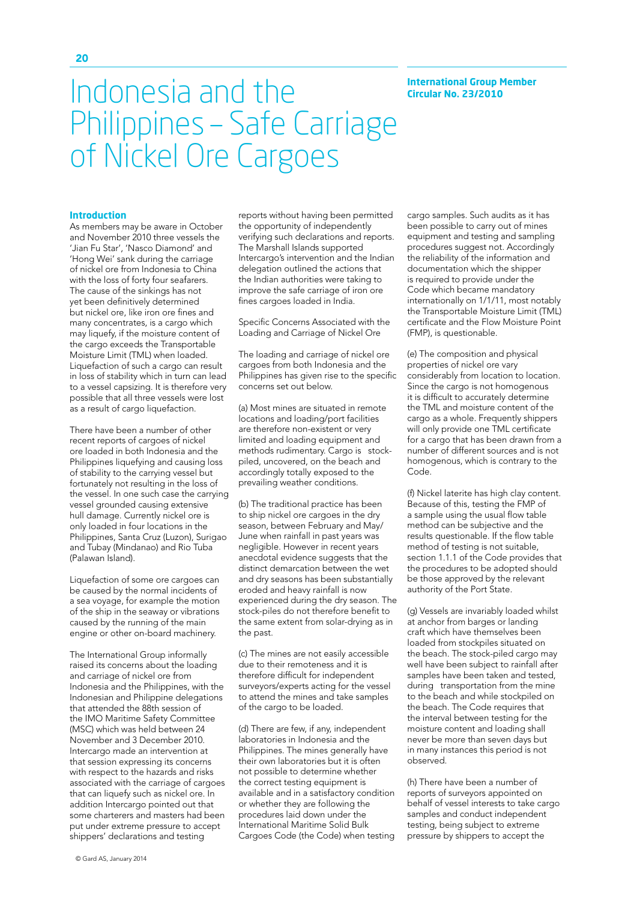# Indonesia and the Philippines – Safe Carriage of Nickel Ore Cargoes

**International Group Member Circular No. 23/2010**

## Introduction

As members may be aware in October and November 2010 three vessels the 'Jian Fu Star', 'Nasco Diamond' and 'Hong Wei' sank during the carriage of nickel ore from Indonesia to China with the loss of forty four seafarers. The cause of the sinkings has not yet been definitively determined but nickel ore, like iron ore fines and many concentrates, is a cargo which may liquefy, if the moisture content of the cargo exceeds the Transportable Moisture Limit (TML) when loaded. Liquefaction of such a cargo can result in loss of stability which in turn can lead to a vessel capsizing. It is therefore very possible that all three vessels were lost as a result of cargo liquefaction.

There have been a number of other recent reports of cargoes of nickel ore loaded in both Indonesia and the Philippines liquefying and causing loss of stability to the carrying vessel but fortunately not resulting in the loss of the vessel. In one such case the carrying vessel grounded causing extensive hull damage. Currently nickel ore is only loaded in four locations in the Philippines, Santa Cruz (Luzon), Surigao and Tubay (Mindanao) and Rio Tuba (Palawan Island).

Liquefaction of some ore cargoes can be caused by the normal incidents of a sea voyage, for example the motion of the ship in the seaway or vibrations caused by the running of the main engine or other on-board machinery.

The International Group informally raised its concerns about the loading and carriage of nickel ore from Indonesia and the Philippines, with the Indonesian and Philippine delegations that attended the 88th session of the IMO Maritime Safety Committee (MSC) which was held between 24 November and 3 December 2010. Intercargo made an intervention at that session expressing its concerns with respect to the hazards and risks associated with the carriage of cargoes that can liquefy such as nickel ore. In addition Intercargo pointed out that some charterers and masters had been put under extreme pressure to accept shippers' declarations and testing reports without having been permitted the opportunity of independently verifying such declarations and reports. The Marshall Islands supported Intercargo's intervention and the Indian delegation outlined the actions that the Indian authorities were taking to improve the safe carriage of iron ore fines cargoes loaded in India.

Specific Concerns Associated with the Loading and Carriage of Nickel Ore

The loading and carriage of nickel ore cargoes from both Indonesia and the Philippines has given rise to the specific concerns set out below.

(a) Most mines are situated in remote locations and loading/port facilities are therefore non-existent or very limited and loading equipment and methods rudimentary. Cargo is stock-piled, uncovered, on the beach and accordingly totally exposed to the prevailing weather conditions.

(b) The traditional practice has been to ship nickel ore cargoes in the dry season, between February and May/June when rainfall in past years was negligible. However in recent years anecdotal evidence suggests that the distinct demarcation between the wet and dry seasons has been substantially eroded and heavy rainfall is now experienced during the dry season. The stock-piles do not therefore benefit to the same extent from solar-drying as in the past.

(c) The mines are not easily accessible due to their remoteness and it is therefore difficult for independent surveyors/experts acting for the vessel to attend the mines and take samples of the cargo to be loaded.

(d) There are few, if any, independent laboratories in Indonesia and the Philippines. The mines generally have their own laboratories but it is often not possible to determine whether the correct testing equipment is available and in a satisfactory condition or whether they are following the procedures laid down under the International Maritime Solid Bulk Cargoes Code (the Code) when testing cargo samples. Such audits as it has been possible to carry out of mines equipment and testing and sampling procedures suggest not. Accordingly the reliability of the information and documentation which the shipper is required to provide under the Code which became mandatory internationally on 1/1/11, most notably the Transportable Moisture Limit (TML) certificate and the Flow Moisture Point (FMP), is questionable.

(e) The composition and physical properties of nickel ore vary considerably from location to location. Since the cargo is not homogenous it is difficult to accurately determine the TML and moisture content of the cargo as a whole. Frequently shippers will only provide one TML certificate for a cargo that has been drawn from a number of different sources and is not homogenous, which is contrary to the Code.

(f) Nickel laterite has high clay content. Because of this, testing the FMP of a sample using the usual flow table method can be subjective and the results questionable. If the flow table method of testing is not suitable, section 1.1.1 of the Code provides that the procedures to be adopted should be those approved by the relevant authority of the Port State.

(g) Vessels are invariably loaded whilst at anchor from barges or landing craft which have themselves been loaded from stockpiles situated on the beach. The stock-piled cargo may well have been subject to rainfall after samples have been taken and tested, during transportation from the mine to the beach and while stockpiled on the beach. The Code requires that the interval between testing for the moisture content and loading shall never be more than seven days but in many instances this period is not observed.

(h) There have been a number of reports of surveyors appointed on behalf of vessel interests to take cargo samples and conduct independent testing, being subject to extreme pressure by shippers to accept the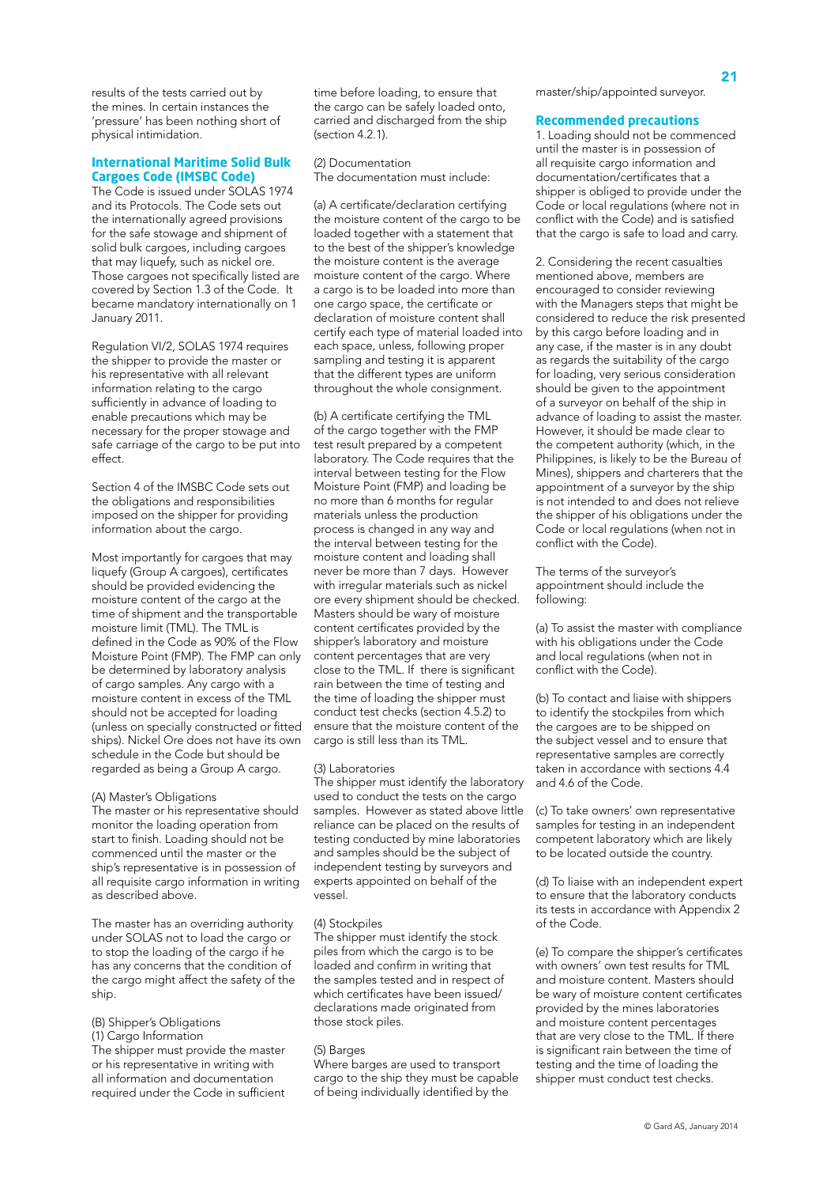results of the tests carried out by the mines. In certain instances the 'pressure' has been nothing short of physical intimidation.

## International Maritime Solid Bulk Cargoes Code (IMSBC Code)

The Code is issued under SOLAS 1974 and its Protocols. The Code sets out the internationally agreed provisions for the safe stowage and shipment of solid bulk cargoes, including cargoes that may liquefy, such as nickel ore. Those cargoes not specifically listed are covered by Section 1.3 of the Code. It became mandatory internationally on 1 January 2011.

Regulation VI/2, SOLAS 1974 requires the shipper to provide the master or his representative with all relevant information relating to the cargo sufficiently in advance of loading to enable precautions which may be necessary for the proper stowage and safe carriage of the cargo to be put into effect.

Section 4 of the IMSBC Code sets out the obligations and responsibilities imposed on the shipper for providing information about the cargo.

Most importantly for cargoes that may liquefy (Group A cargoes), certificates should be provided evidencing the moisture content of the cargo at the time of shipment and the transportable moisture limit (TML). The TML is defined in the Code as 90% of the Flow Moisture Point (FMP). The FMP can only be determined by laboratory analysis of cargo samples. Any cargo with a moisture content in excess of the TML should not be accepted for loading (unless on specially constructed or fitted ships). Nickel Ore does not have its own schedule in the Code but should be regarded as being a Group A cargo.

(A) Master's Obligations

The master or his representative should monitor the loading operation from start to finish. Loading should not be commenced until the master or the ship's representative is in possession of all requisite cargo information in writing as described above.

The master has an overriding authority under SOLAS not to load the cargo or to stop the loading of the cargo if he has any concerns that the condition of the cargo might affect the safety of the ship.

(B) Shipper's Obligations

(1) Cargo Information

The shipper must provide the master or his representative in writing with all information and documentation required under the Code in sufficient time before loading, to ensure that the cargo can be safely loaded onto, carried and discharged from the ship (section 4.2.1).

(2) Documentation

The documentation must include:

(a) A certificate/declaration certifying the moisture content of the cargo to be loaded together with a statement that to the best of the shipper's knowledge the moisture content is the average moisture content of the cargo. Where a cargo is to be loaded into more than one cargo space, the certificate or declaration of moisture content shall certify each type of material loaded into each space, unless, following proper sampling and testing it is apparent that the different types are uniform throughout the whole consignment.

(b) A certificate certifying the TML of the cargo together with the FMP test result prepared by a competent laboratory. The Code requires that the interval between testing for the Flow Moisture Point (FMP) and loading be no more than 6 months for regular materials unless the production process is changed in any way and the interval between testing for the moisture content and loading shall never be more than 7 days. However with irregular materials such as nickel ore every shipment should be checked. Masters should be wary of moisture content certificates provided by the shipper's laboratory and moisture content percentages that are very close to the TML. If there is significant rain between the time of testing and the time of loading the shipper must conduct test checks (section 4.5.2) to ensure that the moisture content of the cargo is still less than its TML.

(3) Laboratories

The shipper must identify the laboratory used to conduct the tests on the cargo samples. However as stated above little reliance can be placed on the results of testing conducted by mine laboratories and samples should be the subject of independent testing by surveyors and experts appointed on behalf of the vessel.

(4) Stockpiles

The shipper must identify the stock piles from which the cargo is to be loaded and confirm in writing that the samples tested and in respect of which certificates have been issued/declarations made originated from those stock piles.

(5) Barges

Where barges are used to transport cargo to the ship they must be capable of being individually identified by the master/ship/appointed surveyor.

## Recommended precautions

1. Loading should not be commenced until the master is in possession of all requisite cargo information and documentation/certificates that a shipper is obliged to provide under the Code or local regulations (where not in conflict with the Code) and is satisfied that the cargo is safe to load and carry.

2. Considering the recent casualties mentioned above, members are encouraged to consider reviewing with the Managers steps that might be considered to reduce the risk presented by this cargo before loading and in any case, if the master is in any doubt as regards the suitability of the cargo for loading, very serious consideration should be given to the appointment of a surveyor on behalf of the ship in advance of loading to assist the master. However, it should be made clear to the competent authority (which, in the Philippines, is likely to be the Bureau of Mines), shippers and charterers that the appointment of a surveyor by the ship is not intended to and does not relieve the shipper of his obligations under the Code or local regulations (when not in conflict with the Code).

The terms of the surveyor's appointment should include the following:

(a) To assist the master with compliance with his obligations under the Code and local regulations (when not in conflict with the Code).

(b) To contact and liaise with shippers to identify the stockpiles from which the cargoes are to be shipped on the subject vessel and to ensure that representative samples are correctly taken in accordance with sections 4.4 and 4.6 of the Code.

(c) To take owners' own representative samples for testing in an independent competent laboratory which are likely to be located outside the country.

(d) To liaise with an independent expert to ensure that the laboratory conducts its tests in accordance with Appendix 2 of the Code.

(e) To compare the shipper's certificates with owners' own test results for TML and moisture content. Masters should be wary of moisture content certificates provided by the mines laboratories and moisture content percentages that are very close to the TML. If there is significant rain between the time of testing and the time of loading the shipper must conduct test checks.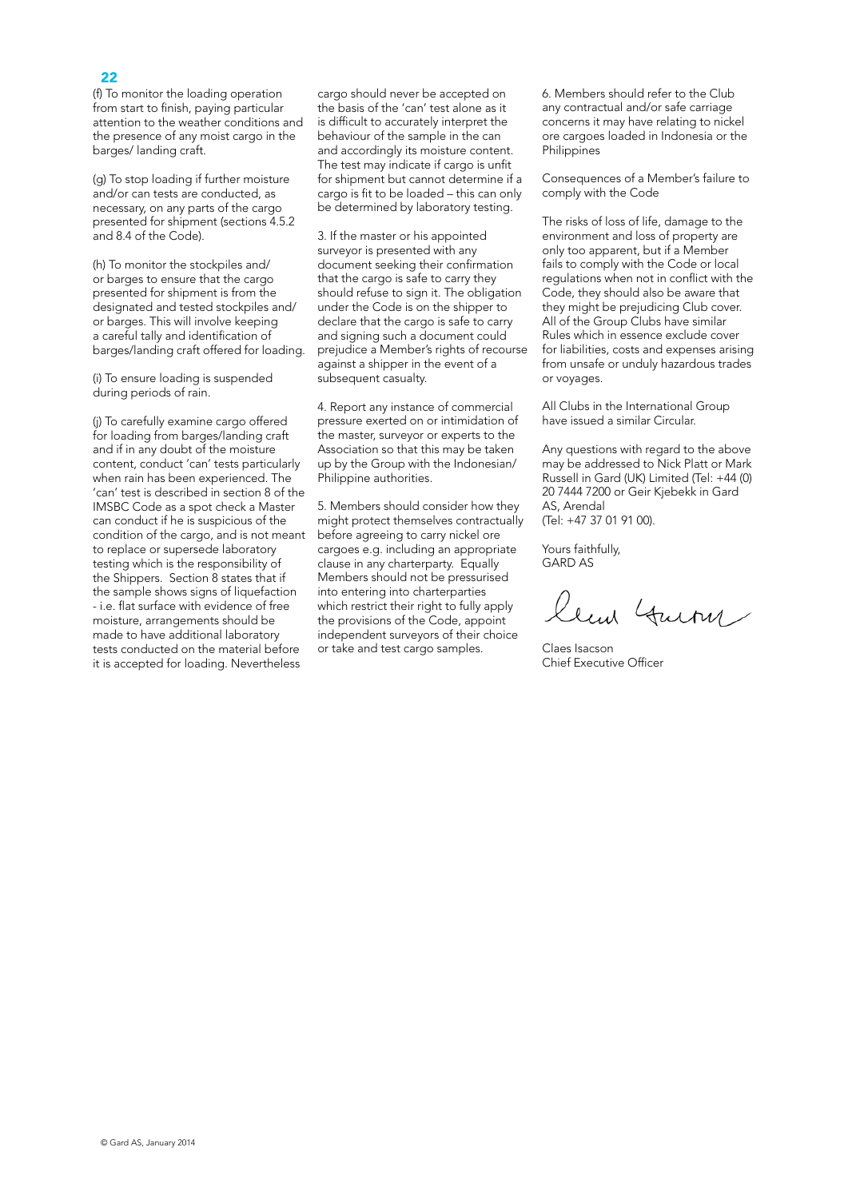(f) To monitor the loading operation from start to finish, paying particular attention to the weather conditions and the presence of any moist cargo in the barges/ landing craft.

(g) To stop loading if further moisture and/or can tests are conducted, as necessary, on any parts of the cargo presented for shipment (sections 4.5.2 and 8.4 of the Code).

(h) To monitor the stockpiles and/ or barges to ensure that the cargo presented for shipment is from the designated and tested stockpiles and/ or barges. This will involve keeping a careful tally and identification of barges/landing craft offered for loading.

(i) To ensure loading is suspended during periods of rain.

(j) To carefully examine cargo offered for loading from barges/landing craft and if in any doubt of the moisture content, conduct 'can' tests particularly when rain has been experienced. The 'can' test is described in section 8 of the IMSBC Code as a spot check a Master can conduct if he is suspicious of the condition of the cargo, and is not meant to replace or supersede laboratory testing which is the responsibility of the Shippers. Section 8 states that if the sample shows signs of liquefaction - i.e. flat surface with evidence of free moisture, arrangements should be made to have additional laboratory tests conducted on the material before it is accepted for loading. Nevertheless cargo should never be accepted on the basis of the 'can' test alone as it is difficult to accurately interpret the behaviour of the sample in the can and accordingly its moisture content. The test may indicate if cargo is unfit for shipment but cannot determine if a cargo is fit to be loaded – this can only be determined by laboratory testing.

3. If the master or his appointed surveyor is presented with any document seeking their confirmation that the cargo is safe to carry they should refuse to sign it. The obligation under the Code is on the shipper to declare that the cargo is safe to carry and signing such a document could prejudice a Member's rights of recourse against a shipper in the event of a subsequent casualty.

4. Report any instance of commercial pressure exerted on or intimidation of the master, surveyor or experts to the Association so that this may be taken up by the Group with the Indonesian/ Philippine authorities.

5. Members should consider how they might protect themselves contractually before agreeing to carry nickel ore cargoes e.g. including an appropriate clause in any charterparty. Equally Members should not be pressurised into entering into charterparties which restrict their right to fully apply the provisions of the Code, appoint independent surveyors of their choice or take and test cargo samples.

6. Members should refer to the Club any contractual and/or safe carriage concerns it may have relating to nickel ore cargoes loaded in Indonesia or the Philippines

Consequences of a Member's failure to comply with the Code

The risks of loss of life, damage to the environment and loss of property are only too apparent, but if a Member fails to comply with the Code or local regulations when not in conflict with the Code, they should also be aware that they might be prejudicing Club cover. All of the Group Clubs have similar Rules which in essence exclude cover for liabilities, costs and expenses arising from unsafe or unduly hazardous trades or voyages.

All Clubs in the International Group have issued a similar Circular.

Any questions with regard to the above may be addressed to Nick Platt or Mark Russell in Gard (UK) Limited (Tel: +44 (0) 20 7444 7200 or Geir Kjebekk in Gard AS, Arendal
(Tel: +47 37 01 91 00).

Yours faithfully,
GARD AS

Claes Isacson
Chief Executive Officer

© Gard AS, January 2014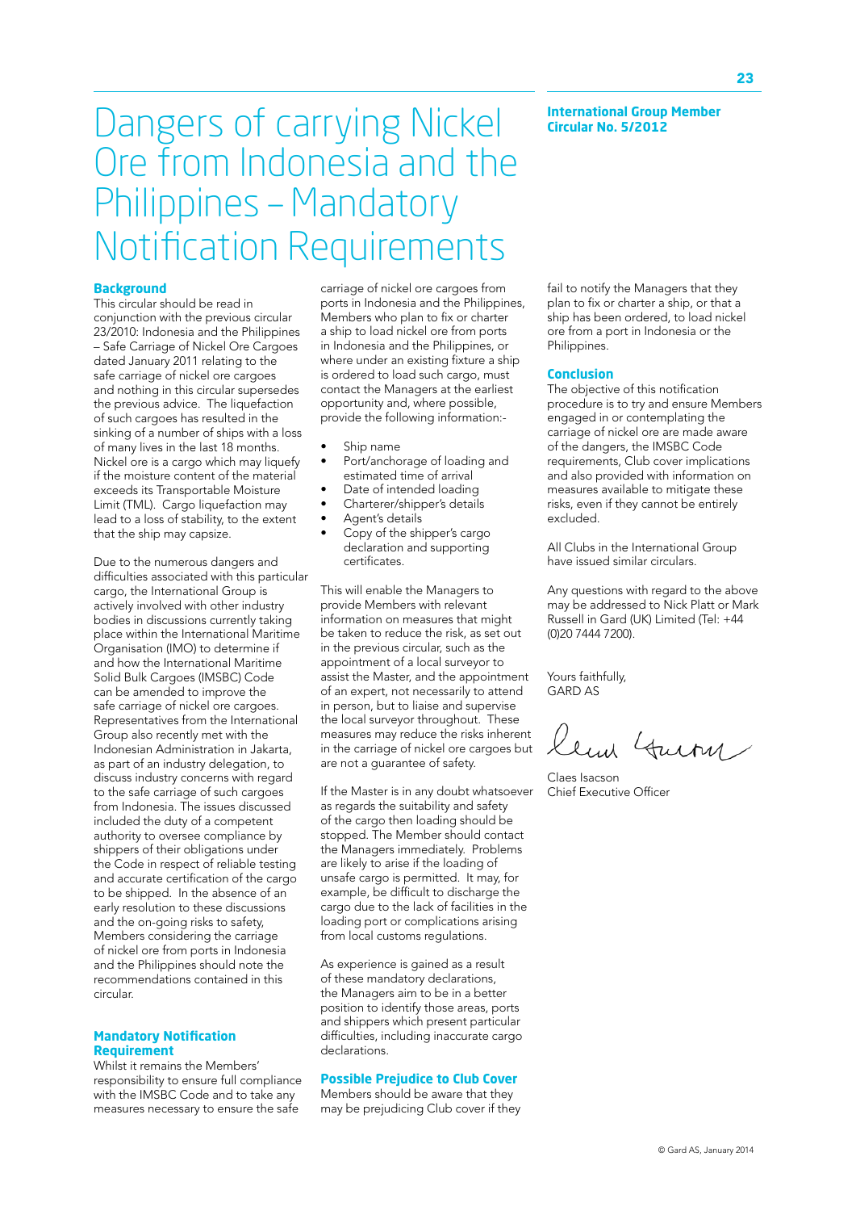# Dangers of carrying Nickel Ore from Indonesia and the Philippines – Mandatory Notification Requirements

**International Group Member Circular No. 5/2012**

## Background

This circular should be read in conjunction with the previous circular 23/2010: Indonesia and the Philippines – Safe Carriage of Nickel Ore Cargoes dated January 2011 relating to the safe carriage of nickel ore cargoes and nothing in this circular supersedes the previous advice. The liquefaction of such cargoes has resulted in the sinking of a number of ships with a loss of many lives in the last 18 months. Nickel ore is a cargo which may liquefy if the moisture content of the material exceeds its Transportable Moisture Limit (TML). Cargo liquefaction may lead to a loss of stability, to the extent that the ship may capsize.

Due to the numerous dangers and difficulties associated with this particular cargo, the International Group is actively involved with other industry bodies in discussions currently taking place within the International Maritime Organisation (IMO) to determine if and how the International Maritime Solid Bulk Cargoes (IMSBC) Code can be amended to improve the safe carriage of nickel ore cargoes. Representatives from the International Group also recently met with the Indonesian Administration in Jakarta, as part of an industry delegation, to discuss industry concerns with regard to the safe carriage of such cargoes from Indonesia. The issues discussed included the duty of a competent authority to oversee compliance by shippers of their obligations under the Code in respect of reliable testing and accurate certification of the cargo to be shipped. In the absence of an early resolution to these discussions and the on-going risks to safety, Members considering the carriage of nickel ore from ports in Indonesia and the Philippines should note the recommendations contained in this circular.

## Mandatory Notification Requirement

Whilst it remains the Members' responsibility to ensure full compliance with the IMSBC Code and to take any measures necessary to ensure the safe carriage of nickel ore cargoes from ports in Indonesia and the Philippines, Members who plan to fix or charter a ship to load nickel ore from ports in Indonesia and the Philippines, or where under an existing fixture a ship is ordered to load such cargo, must contact the Managers at the earliest opportunity and, where possible, provide the following information:-

- Ship name
- Port/anchorage of loading and estimated time of arrival
- Date of intended loading
- Charterer/shipper's details
- Agent's details
- Copy of the shipper's cargo declaration and supporting certificates.

This will enable the Managers to provide Members with relevant information on measures that might be taken to reduce the risk, as set out in the previous circular, such as the appointment of a local surveyor to assist the Master, and the appointment of an expert, not necessarily to attend in person, but to liaise and supervise the local surveyor throughout. These measures may reduce the risks inherent in the carriage of nickel ore cargoes but are not a guarantee of safety.

If the Master is in any doubt whatsoever as regards the suitability and safety of the cargo then loading should be stopped. The Member should contact the Managers immediately. Problems are likely to arise if the loading of unsafe cargo is permitted. It may, for example, be difficult to discharge the cargo due to the lack of facilities in the loading port or complications arising from local customs regulations.

As experience is gained as a result of these mandatory declarations, the Managers aim to be in a better position to identify those areas, ports and shippers which present particular difficulties, including inaccurate cargo declarations.

## Possible Prejudice to Club Cover

Members should be aware that they may be prejudicing Club cover if they fail to notify the Managers that they plan to fix or charter a ship, or that a ship has been ordered, to load nickel ore from a port in Indonesia or the Philippines.

## Conclusion

The objective of this notification procedure is to try and ensure Members engaged in or contemplating the carriage of nickel ore are made aware of the dangers, the IMSBC Code requirements, Club cover implications and also provided with information on measures available to mitigate these risks, even if they cannot be entirely excluded.

All Clubs in the International Group have issued similar circulars.

Any questions with regard to the above may be addressed to Nick Platt or Mark Russell in Gard (UK) Limited (Tel: +44 (0)20 7444 7200).

Yours faithfully,
GARD AS

Claes Isacson
Chief Executive Officer

© Gard AS, January 2014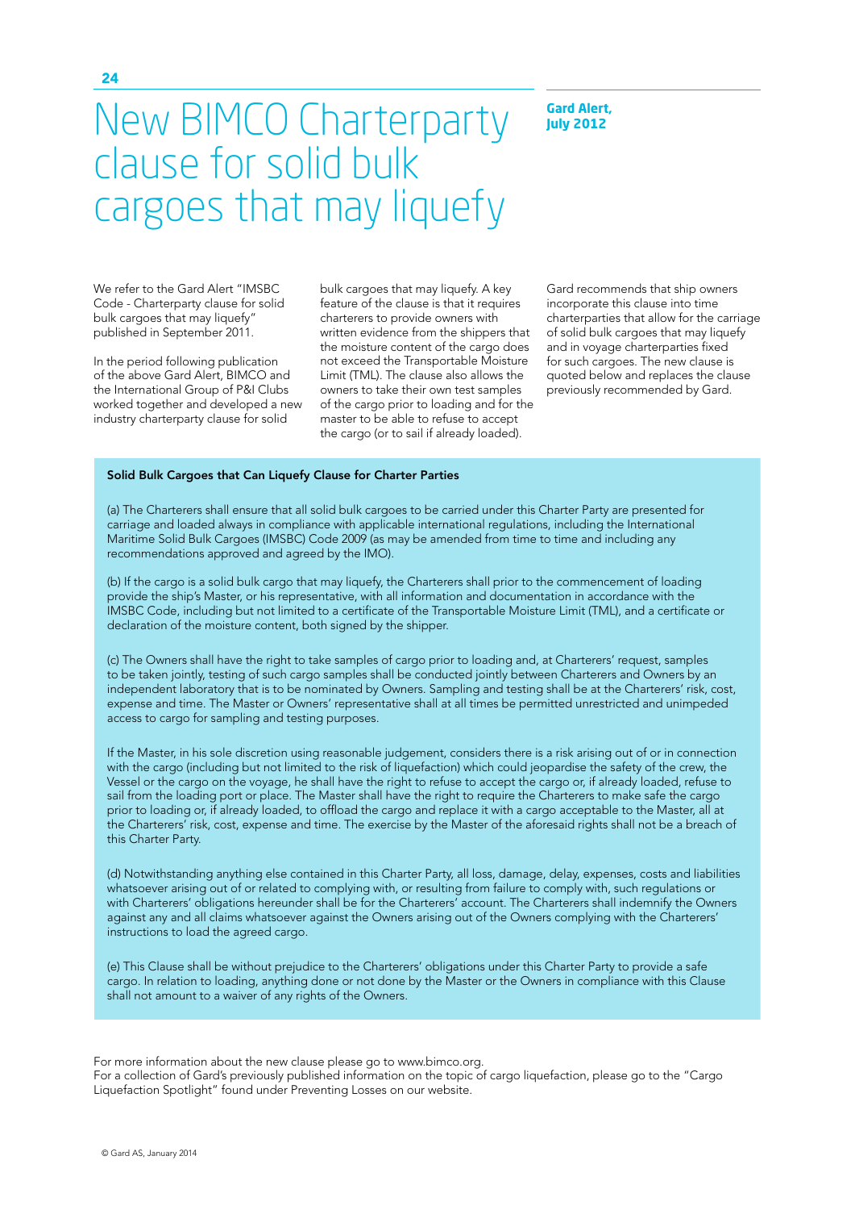# New BIMCO Charterparty clause for solid bulk cargoes that may liquefy

**Gard Alert, July 2012**

We refer to the Gard Alert "IMSBC Code - Charterparty clause for solid bulk cargoes that may liquefy" published in September 2011.

In the period following publication of the above Gard Alert, BIMCO and the International Group of P&I Clubs worked together and developed a new industry charterparty clause for solid bulk cargoes that may liquefy. A key feature of the clause is that it requires charterers to provide owners with written evidence from the shippers that the moisture content of the cargo does not exceed the Transportable Moisture Limit (TML). The clause also allows the owners to take their own test samples of the cargo prior to loading and for the master to be able to refuse to accept the cargo (or to sail if already loaded).

Gard recommends that ship owners incorporate this clause into time charterparties that allow for the carriage of solid bulk cargoes that may liquefy and in voyage charterparties fixed for such cargoes. The new clause is quoted below and replaces the clause previously recommended by Gard.

**Solid Bulk Cargoes that Can Liquefy Clause for Charter Parties**

(a) The Charterers shall ensure that all solid bulk cargoes to be carried under this Charter Party are presented for carriage and loaded always in compliance with applicable international regulations, including the International Maritime Solid Bulk Cargoes (IMSBC) Code 2009 (as may be amended from time to time and including any recommendations approved and agreed by the IMO).

(b) If the cargo is a solid bulk cargo that may liquefy, the Charterers shall prior to the commencement of loading provide the ship's Master, or his representative, with all information and documentation in accordance with the IMSBC Code, including but not limited to a certificate of the Transportable Moisture Limit (TML), and a certificate or declaration of the moisture content, both signed by the shipper.

(c) The Owners shall have the right to take samples of cargo prior to loading and, at Charterers' request, samples to be taken jointly, testing of such cargo samples shall be conducted jointly between Charterers and Owners by an independent laboratory that is to be nominated by Owners. Sampling and testing shall be at the Charterers' risk, cost, expense and time. The Master or Owners' representative shall at all times be permitted unrestricted and unimpeded access to cargo for sampling and testing purposes.

If the Master, in his sole discretion using reasonable judgement, considers there is a risk arising out of or in connection with the cargo (including but not limited to the risk of liquefaction) which could jeopardise the safety of the crew, the Vessel or the cargo on the voyage, he shall have the right to refuse to accept the cargo or, if already loaded, refuse to sail from the loading port or place. The Master shall have the right to require the Charterers to make safe the cargo prior to loading or, if already loaded, to offload the cargo and replace it with a cargo acceptable to the Master, all at the Charterers' risk, cost, expense and time. The exercise by the Master of the aforesaid rights shall not be a breach of this Charter Party.

(d) Notwithstanding anything else contained in this Charter Party, all loss, damage, delay, expenses, costs and liabilities whatsoever arising out of or related to complying with, or resulting from failure to comply with, such regulations or with Charterers' obligations hereunder shall be for the Charterers' account. The Charterers shall indemnify the Owners against any and all claims whatsoever against the Owners arising out of the Owners complying with the Charterers' instructions to load the agreed cargo.

(e) This Clause shall be without prejudice to the Charterers' obligations under this Charter Party to provide a safe cargo. In relation to loading, anything done or not done by the Master or the Owners in compliance with this Clause shall not amount to a waiver of any rights of the Owners.

For more information about the new clause please go to www.bimco.org.
For a collection of Gard's previously published information on the topic of cargo liquefaction, please go to the "Cargo Liquefaction Spotlight" found under Preventing Losses on our website.

© Gard AS, January 2014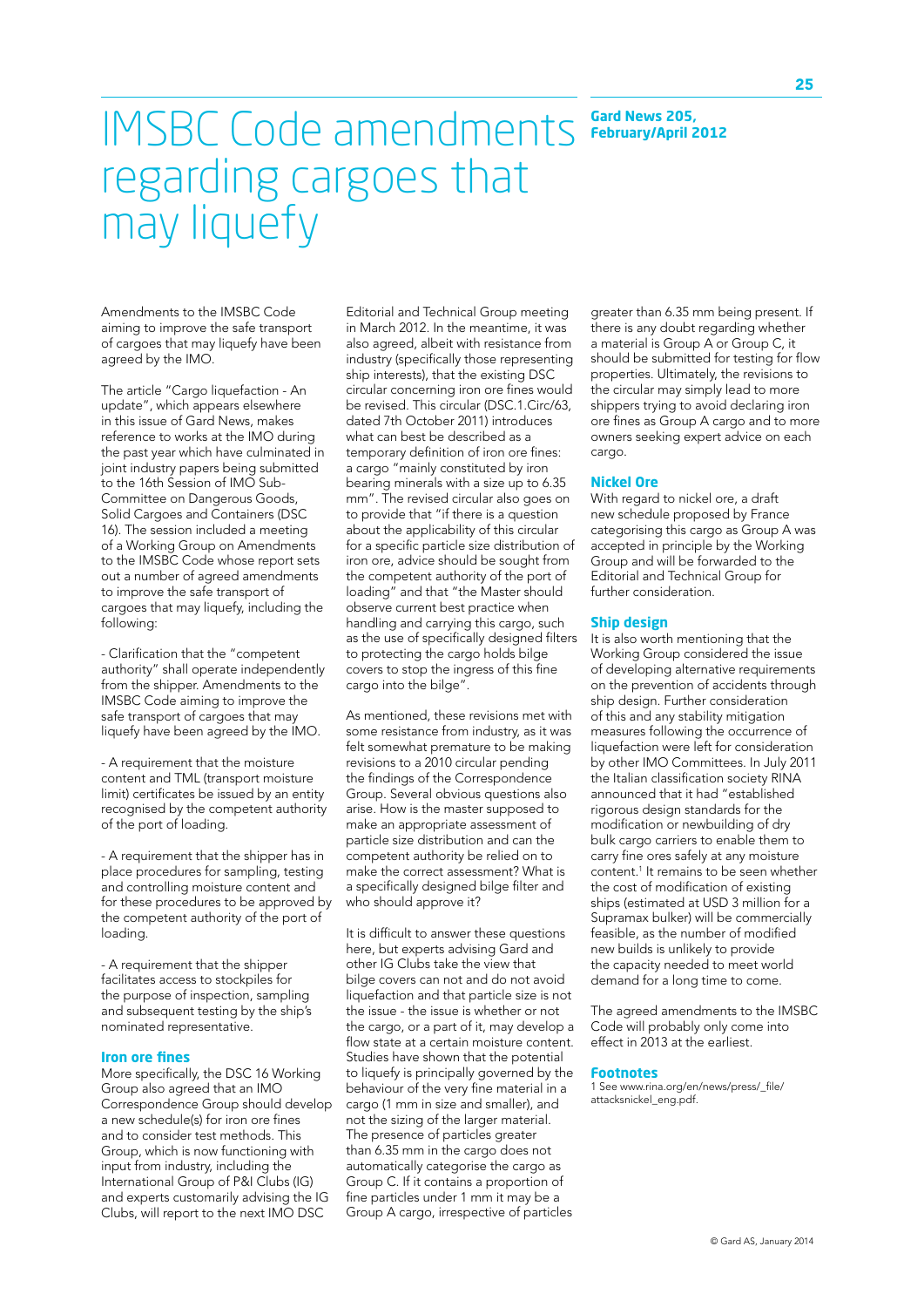# IMSBC Code amendments regarding cargoes that may liquefy

**Gard News 205, February/April 2012**

Amendments to the IMSBC Code aiming to improve the safe transport of cargoes that may liquefy have been agreed by the IMO.

The article "Cargo liquefaction - An update", which appears elsewhere in this issue of Gard News, makes reference to works at the IMO during the past year which have culminated in joint industry papers being submitted to the 16th Session of IMO Sub-Committee on Dangerous Goods, Solid Cargoes and Containers (DSC 16). The session included a meeting of a Working Group on Amendments to the IMSBC Code whose report sets out a number of agreed amendments to improve the safe transport of cargoes that may liquefy, including the following:

- Clarification that the "competent authority" shall operate independently from the shipper. Amendments to the IMSBC Code aiming to improve the safe transport of cargoes that may liquefy have been agreed by the IMO.

- A requirement that the moisture content and TML (transport moisture limit) certificates be issued by an entity recognised by the competent authority of the port of loading.

- A requirement that the shipper has in place procedures for sampling, testing and controlling moisture content and for these procedures to be approved by the competent authority of the port of loading.

- A requirement that the shipper facilitates access to stockpiles for the purpose of inspection, sampling and subsequent testing by the ship's nominated representative.

### Iron ore fines

More specifically, the DSC 16 Working Group also agreed that an IMO Correspondence Group should develop a new schedule(s) for iron ore fines and to consider test methods. This Group, which is now functioning with input from industry, including the International Group of P&I Clubs (IG) and experts customarily advising the IG Clubs, will report to the next IMO DSC Editorial and Technical Group meeting in March 2012. In the meantime, it was also agreed, albeit with resistance from industry (specifically those representing ship interests), that the existing DSC circular concerning iron ore fines would be revised. This circular (DSC.1.Circ/63, dated 7th October 2011) introduces what can best be described as a temporary definition of iron ore fines: a cargo "mainly constituted by iron bearing minerals with a size up to 6.35 mm". The revised circular also goes on to provide that "if there is a question about the applicability of this circular for a specific particle size distribution of iron ore, advice should be sought from the competent authority of the port of loading" and that "the Master should observe current best practice when handling and carrying this cargo, such as the use of specifically designed filters to protecting the cargo holds bilge covers to stop the ingress of this fine cargo into the bilge".

As mentioned, these revisions met with some resistance from industry, as it was felt somewhat premature to be making revisions to a 2010 circular pending the findings of the Correspondence Group. Several obvious questions also arise. How is the master supposed to make an appropriate assessment of particle size distribution and can the competent authority be relied on to make the correct assessment? What is a specifically designed bilge filter and who should approve it?

It is difficult to answer these questions here, but experts advising Gard and other IG Clubs take the view that bilge covers can not and do not avoid liquefaction and that particle size is not the issue - the issue is whether or not the cargo, or a part of it, may develop a flow state at a certain moisture content. Studies have shown that the potential to liquefy is principally governed by the behaviour of the very fine material in a cargo (1 mm in size and smaller), and not the sizing of the larger material. The presence of particles greater than 6.35 mm in the cargo does not automatically categorise the cargo as Group C. If it contains a proportion of fine particles under 1 mm it may be a Group A cargo, irrespective of particles greater than 6.35 mm being present. If there is any doubt regarding whether a material is Group A or Group C, it should be submitted for testing for flow properties. Ultimately, the revisions to the circular may simply lead to more shippers trying to avoid declaring iron ore fines as Group A cargo and to more owners seeking expert advice on each cargo.

### Nickel Ore

With regard to nickel ore, a draft new schedule proposed by France categorising this cargo as Group A was accepted in principle by the Working Group and will be forwarded to the Editorial and Technical Group for further consideration.

### Ship design

It is also worth mentioning that the Working Group considered the issue of developing alternative requirements on the prevention of accidents through ship design. Further consideration of this and any stability mitigation measures following the occurrence of liquefaction were left for consideration by other IMO Committees. In July 2011 the Italian classification society RINA announced that it had "established rigorous design standards for the modification or newbuilding of dry bulk cargo carriers to enable them to carry fine ores safely at any moisture content.[1] It remains to be seen whether the cost of modification of existing ships (estimated at USD 3 million for a Supramax bulker) will be commercially feasible, as the number of modified new builds is unlikely to provide the capacity needed to meet world demand for a long time to come.

The agreed amendments to the IMSBC Code will probably only come into effect in 2013 at the earliest.

### Footnotes

1 See www.rina.org/en/news/press/_file/attacksnickel_eng.pdf.

© Gard AS, January 2014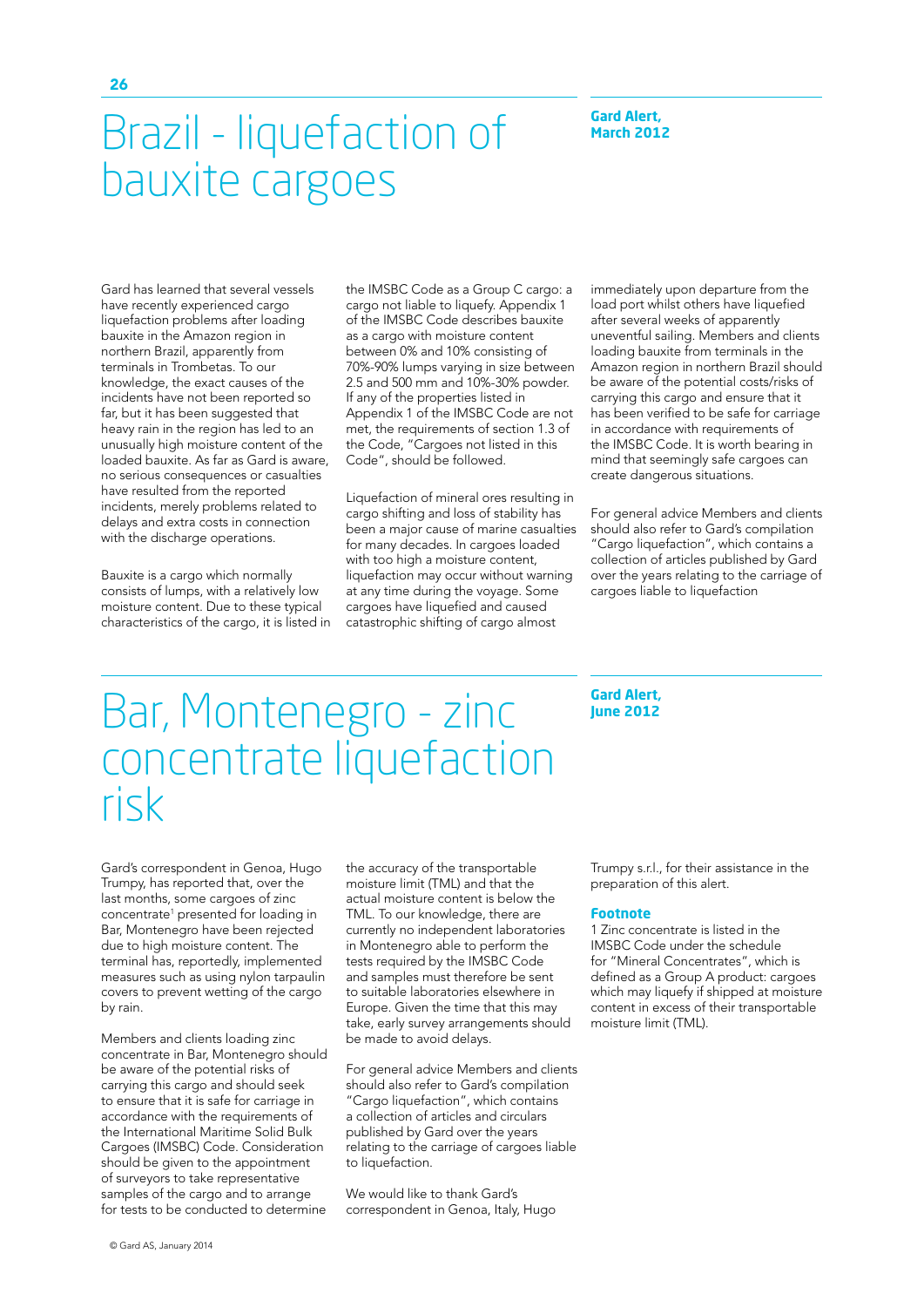# Brazil - liquefaction of bauxite cargoes

**Gard Alert, March 2012**

Gard has learned that several vessels have recently experienced cargo liquefaction problems after loading bauxite in the Amazon region in northern Brazil, apparently from terminals in Trombetas. To our knowledge, the exact causes of the incidents have not been reported so far, but it has been suggested that heavy rain in the region has led to an unusually high moisture content of the loaded bauxite. As far as Gard is aware, no serious consequences or casualties have resulted from the reported incidents, merely problems related to delays and extra costs in connection with the discharge operations.

Bauxite is a cargo which normally consists of lumps, with a relatively low moisture content. Due to these typical characteristics of the cargo, it is listed in the IMSBC Code as a Group C cargo: a cargo not liable to liquefy. Appendix 1 of the IMSBC Code describes bauxite as a cargo with moisture content between 0% and 10% consisting of 70%-90% lumps varying in size between 2.5 and 500 mm and 10%-30% powder. If any of the properties listed in Appendix 1 of the IMSBC Code are not met, the requirements of section 1.3 of the Code, "Cargoes not listed in this Code", should be followed.

Liquefaction of mineral ores resulting in cargo shifting and loss of stability has been a major cause of marine casualties for many decades. In cargoes loaded with too high a moisture content, liquefaction may occur without warning at any time during the voyage. Some cargoes have liquefied and caused catastrophic shifting of cargo almost immediately upon departure from the load port whilst others have liquefied after several weeks of apparently uneventful sailing. Members and clients loading bauxite from terminals in the Amazon region in northern Brazil should be aware of the potential costs/risks of carrying this cargo and ensure that it has been verified to be safe for carriage in accordance with requirements of the IMSBC Code. It is worth bearing in mind that seemingly safe cargoes can create dangerous situations.

For general advice Members and clients should also refer to Gard's compilation "Cargo liquefaction", which contains a collection of articles published by Gard over the years relating to the carriage of cargoes liable to liquefaction

# Bar, Montenegro - zinc concentrate liquefaction risk

**Gard Alert, June 2012**

Gard's correspondent in Genoa, Hugo Trumpy, has reported that, over the last months, some cargoes of zinc concentrate[1] presented for loading in Bar, Montenegro have been rejected due to high moisture content. The terminal has, reportedly, implemented measures such as using nylon tarpaulin covers to prevent wetting of the cargo by rain.

Members and clients loading zinc concentrate in Bar, Montenegro should be aware of the potential risks of carrying this cargo and should seek to ensure that it is safe for carriage in accordance with the requirements of the International Maritime Solid Bulk Cargoes (IMSBC) Code. Consideration should be given to the appointment of surveyors to take representative samples of the cargo and to arrange for tests to be conducted to determine the accuracy of the transportable moisture limit (TML) and that the actual moisture content is below the TML. To our knowledge, there are currently no independent laboratories in Montenegro able to perform the tests required by the IMSBC Code and samples must therefore be sent to suitable laboratories elsewhere in Europe. Given the time that this may take, early survey arrangements should be made to avoid delays.

For general advice Members and clients should also refer to Gard's compilation "Cargo liquefaction", which contains a collection of articles and circulars published by Gard over the years relating to the carriage of cargoes liable to liquefaction.

We would like to thank Gard's correspondent in Genoa, Italy, Hugo Trumpy s.r.l., for their assistance in the preparation of this alert.

### Footnote

1 Zinc concentrate is listed in the IMSBC Code under the schedule for "Mineral Concentrates", which is defined as a Group A product: cargoes which may liquefy if shipped at moisture content in excess of their transportable moisture limit (TML).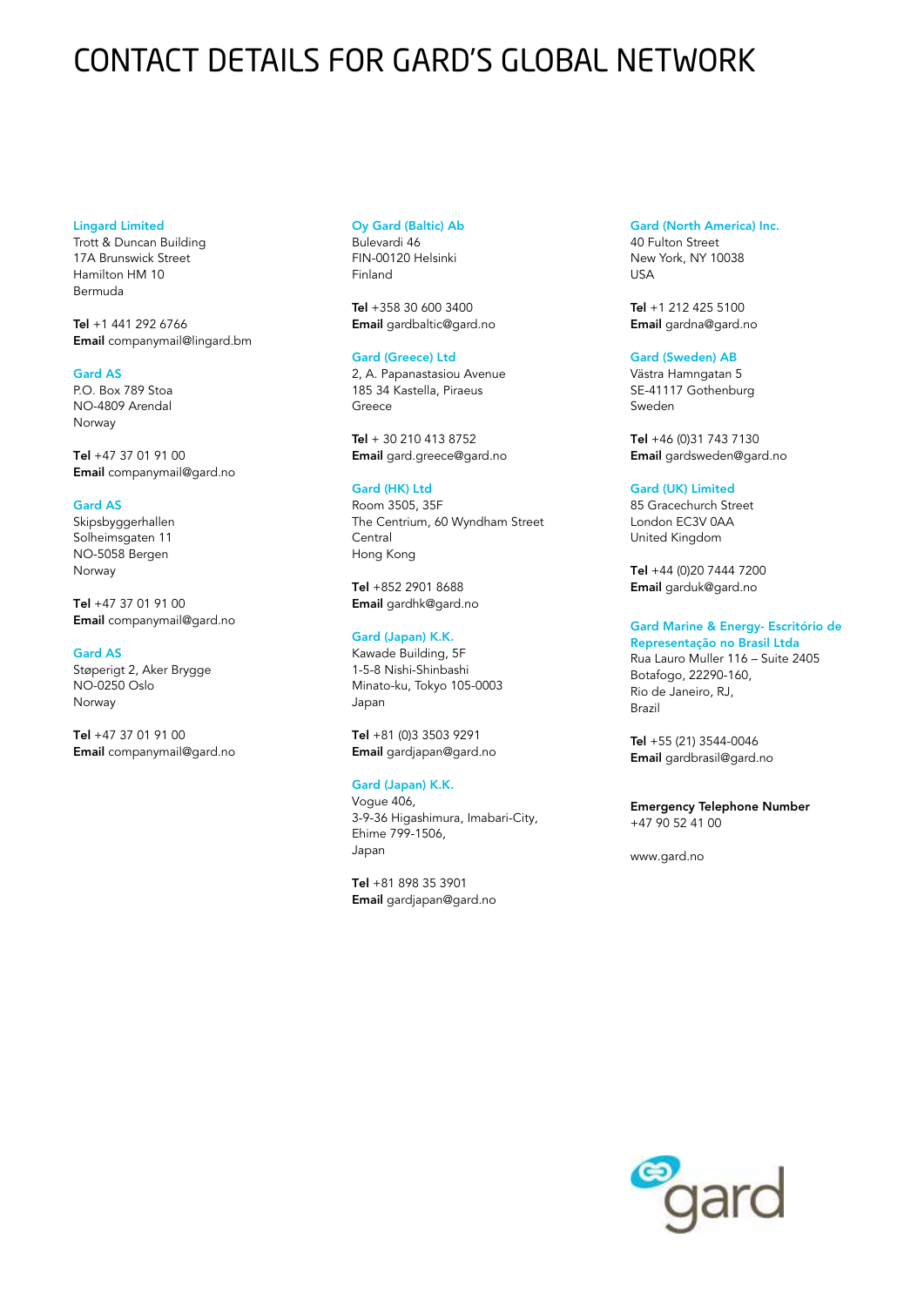# CONTACT DETAILS FOR GARD'S GLOBAL NETWORK

**Lingard Limited**
Trott & Duncan Building
17A Brunswick Street
Hamilton HM 10
Bermuda

**Tel** +1 441 292 6766
**Email** companymail@lingard.bm

**Gard AS**
P.O. Box 789 Stoa
NO-4809 Arendal
Norway

**Tel** +47 37 01 91 00
**Email** companymail@gard.no

**Gard AS**
Skipsbyggerhallen
Solheimsgaten 11
NO-5058 Bergen
Norway

**Tel** +47 37 01 91 00
**Email** companymail@gard.no

**Gard AS**
Støperigt 2, Aker Brygge
NO-0250 Oslo
Norway

**Tel** +47 37 01 91 00
**Email** companymail@gard.no

**Oy Gard (Baltic) Ab**
Bulevardi 46
FIN-00120 Helsinki
Finland

**Tel** +358 30 600 3400
**Email** gardbaltic@gard.no

**Gard (Greece) Ltd**
2, A. Papanastasiou Avenue
185 34 Kastella, Piraeus
Greece

**Tel** + 30 210 413 8752
**Email** gard.greece@gard.no

**Gard (HK) Ltd**
Room 3505, 35F
The Centrium, 60 Wyndham Street
Central
Hong Kong

**Tel** +852 2901 8688
**Email** gardhk@gard.no

**Gard (Japan) K.K.**
Kawade Building, 5F
1-5-8 Nishi-Shinbashi
Minato-ku, Tokyo 105-0003
Japan

**Tel** +81 (0)3 3503 9291
**Email** gardjapan@gard.no

**Gard (Japan) K.K.**
Vogue 406,
3-9-36 Higashimura, Imabari-City,
Ehime 799-1506,
Japan

**Tel** +81 898 35 3901
**Email** gardjapan@gard.no

**Gard (North America) Inc.**
40 Fulton Street
New York, NY 10038
USA

**Tel** +1 212 425 5100
**Email** gardna@gard.no

**Gard (Sweden) AB**
Västra Hamngatan 5
SE-41117 Gothenburg
Sweden

**Tel** +46 (0)31 743 7130
**Email** gardsweden@gard.no

**Gard (UK) Limited**
85 Gracechurch Street
London EC3V 0AA
United Kingdom

**Tel** +44 (0)20 7444 7200
**Email** garduk@gard.no

**Gard Marine & Energy- Escritório de Representação no Brasil Ltda**
Rua Lauro Muller 116 – Suite 2405
Botafogo, 22290-160,
Rio de Janeiro, RJ,
Brazil

**Tel** +55 (21) 3544-0046
**Email** gardbrasil@gard.no

**Emergency Telephone Number**
+47 90 52 41 00

www.gard.no